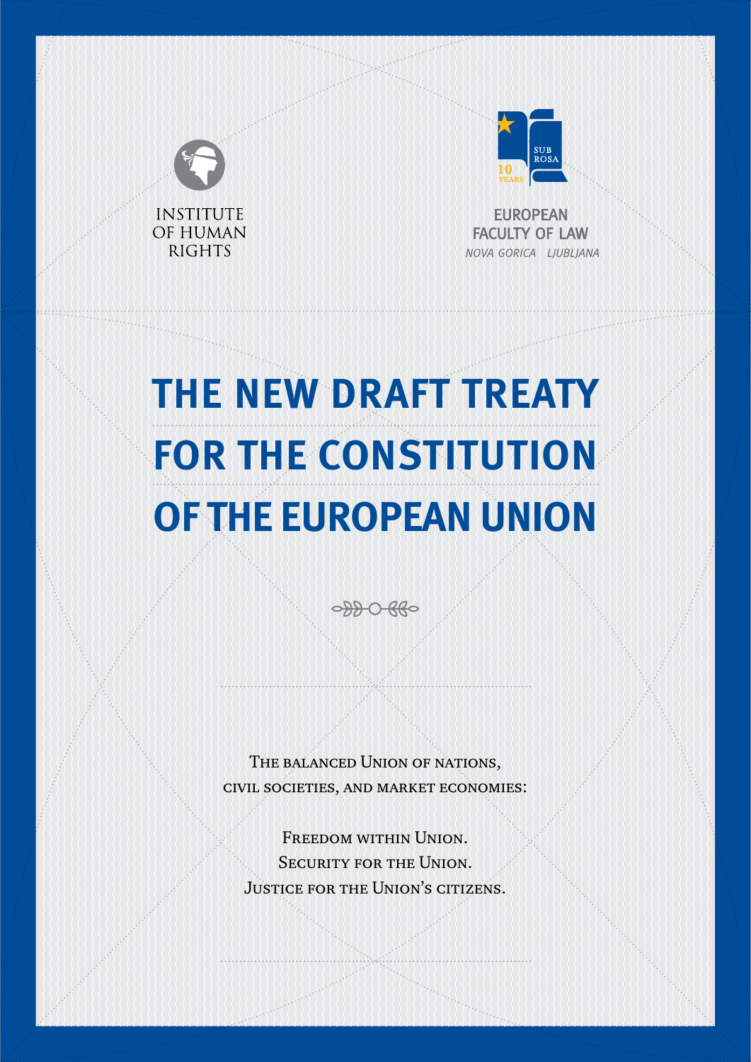INSTITUTE OF HUMAN RIGHTS

SUB ROSA

10 YEARS

EUROPEAN FACULTY OF LAW

*NOVA GORICA LJUBLJANA*

# THE NEW DRAFT TREATY FOR THE CONSTITUTION OF THE EUROPEAN UNION

The balanced Union of nations,
civil societies, and market economies:

Freedom within Union.
Security for the Union.
Justice for the Union's citizens.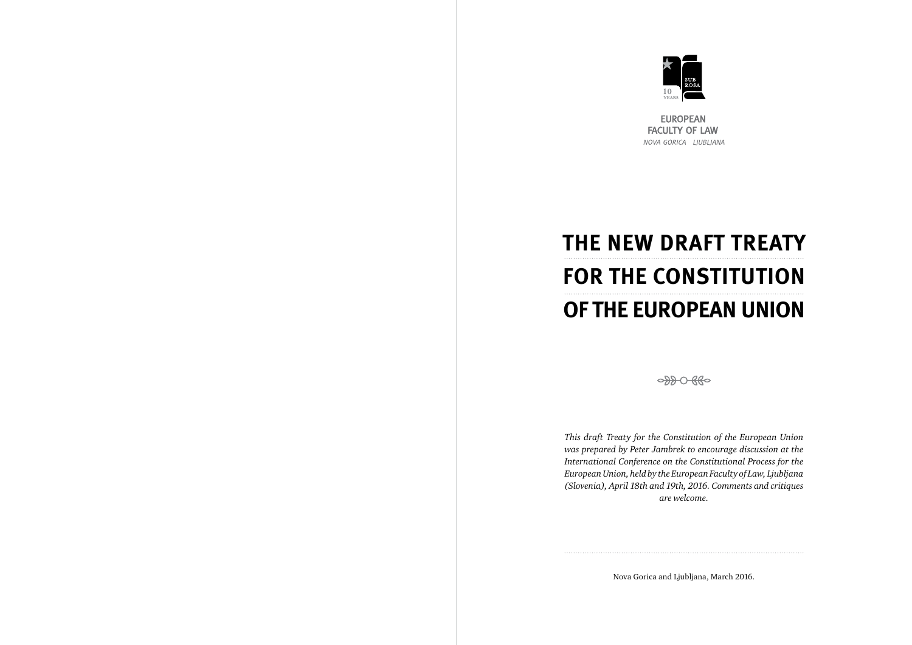EUROPEAN
FACULTY OF LAW
*NOVA GORICA LJUBLJANA*

# THE NEW DRAFT TREATY FOR THE CONSTITUTION OF THE EUROPEAN UNION

*This draft Treaty for the Constitution of the European Union was prepared by Peter Jambrek to encourage discussion at the International Conference on the Constitutional Process for the European Union, held by the European Faculty of Law, Ljubljana (Slovenia), April 18th and 19th, 2016. Comments and critiques are welcome.*

Nova Gorica and Ljubljana, March 2016.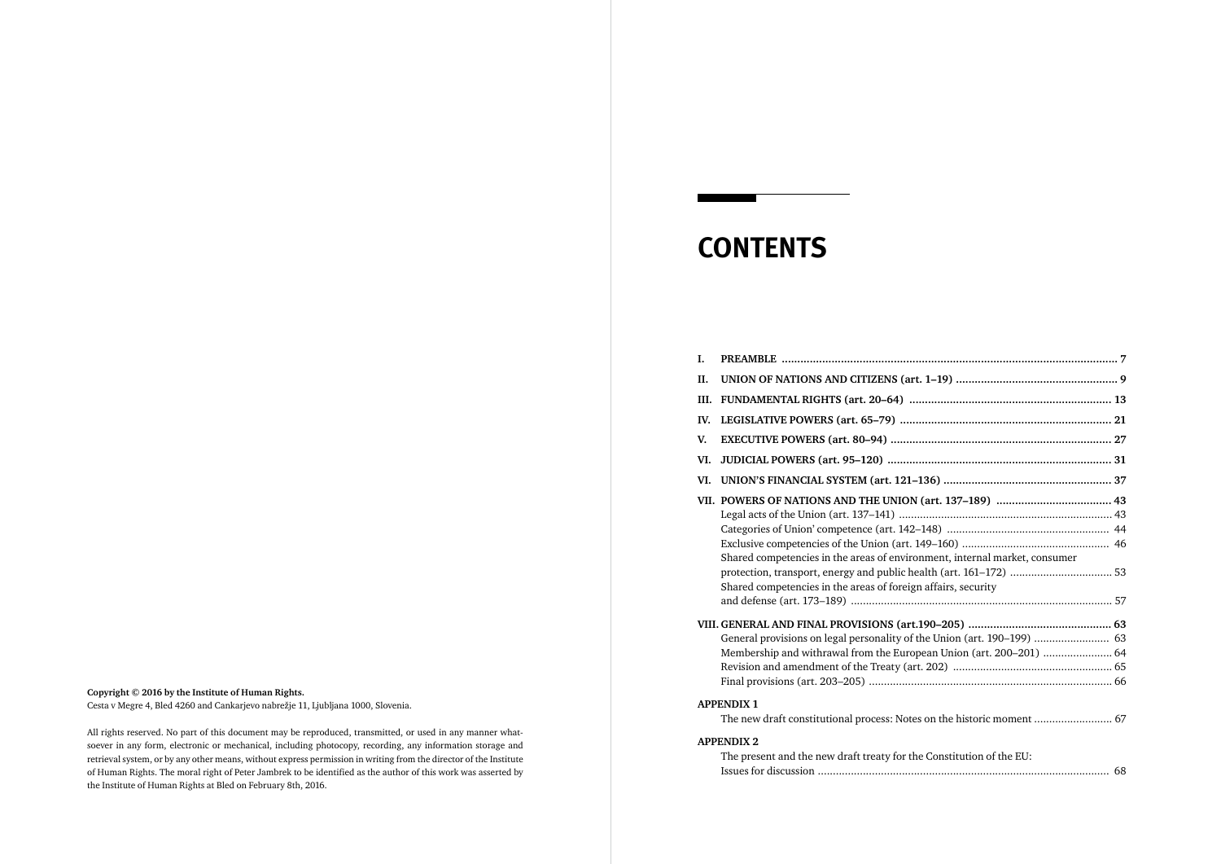**Copyright © 2016 by the Institute of Human Rights.**
Cesta v Megre 4, Bled 4260 and Cankarjevo nabrežje 11, Ljubljana 1000, Slovenia.

All rights reserved. No part of this document may be reproduced, transmitted, or used in any manner whatsoever in any form, electronic or mechanical, including photocopy, recording, any information storage and retrieval system, or by any other means, without express permission in writing from the director of the Institute of Human Rights. The moral right of Peter Jambrek to be identified as the author of this work was asserted by the Institute of Human Rights at Bled on February 8th, 2016.

# CONTENTS

**I. PREAMBLE** ........ **7**

**II. UNION OF NATIONS AND CITIZENS (art. 1–19)** ........ **9**

**III. FUNDAMENTAL RIGHTS (art. 20–64)** ........ **13**

**IV. LEGISLATIVE POWERS (art. 65–79)** ........ **21**

**V. EXECUTIVE POWERS (art. 80–94)** ........ **27**

**VI. JUDICIAL POWERS (art. 95–120)** ........ **31**

**VI. UNION'S FINANCIAL SYSTEM (art. 121–136)** ........ **37**

**VII. POWERS OF NATIONS AND THE UNION (art. 137–189)** ........ **43**
- Legal acts of the Union (art. 137–141) ........ 43
- Categories of Union' competence (art. 142–148) ........ 44
- Exclusive competencies of the Union (art. 149–160) ........ 46
- Shared competencies in the areas of environment, internal market, consumer protection, transport, energy and public health (art. 161–172) ........ 53
- Shared competencies in the areas of foreign affairs, security and defense (art. 173–189) ........ 57

**VIII. GENERAL AND FINAL PROVISIONS (art.190–205)** ........ **63**
- General provisions on legal personality of the Union (art. 190–199) ........ 63
- Membership and withdrawal from the European Union (art. 200–201) ........ 64
- Revision and amendment of the Treaty (art. 202) ........ 65
- Final provisions (art. 203–205) ........ 66

**APPENDIX 1**
- The new draft constitutional process: Notes on the historic moment ........ 67

**APPENDIX 2**
- The present and the new draft treaty for the Constitution of the EU: Issues for discussion ........ 68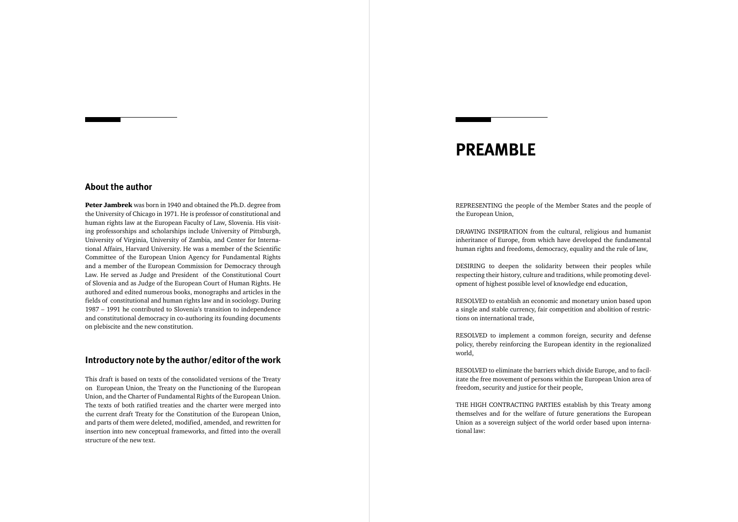## About the author

**Peter Jambrek** was born in 1940 and obtained the Ph.D. degree from the University of Chicago in 1971. He is professor of constitutional and human rights law at the European Faculty of Law, Slovenia. His visiting professorships and scholarships include University of Pittsburgh, University of Virginia, University of Zambia, and Center for International Affairs, Harvard University. He was a member of the Scientific Committee of the European Union Agency for Fundamental Rights and a member of the European Commission for Democracy through Law. He served as Judge and President of the Constitutional Court of Slovenia and as Judge of the European Court of Human Rights. He authored and edited numerous books, monographs and articles in the fields of constitutional and human rights law and in sociology. During 1987 – 1991 he contributed to Slovenia's transition to independence and constitutional democracy in co-authoring its founding documents on plebiscite and the new constitution.

## Introductory note by the author/editor of the work

This draft is based on texts of the consolidated versions of the Treaty on European Union, the Treaty on the Functioning of the European Union, and the Charter of Fundamental Rights of the European Union. The texts of both ratified treaties and the charter were merged into the current draft Treaty for the Constitution of the European Union, and parts of them were deleted, modified, amended, and rewritten for insertion into new conceptual frameworks, and fitted into the overall structure of the new text.

# PREAMBLE

REPRESENTING the people of the Member States and the people of the European Union,

DRAWING INSPIRATION from the cultural, religious and humanist inheritance of Europe, from which have developed the fundamental human rights and freedoms, democracy, equality and the rule of law,

DESIRING to deepen the solidarity between their peoples while respecting their history, culture and traditions, while promoting development of highest possible level of knowledge end education,

RESOLVED to establish an economic and monetary union based upon a single and stable currency, fair competition and abolition of restrictions on international trade,

RESOLVED to implement a common foreign, security and defense policy, thereby reinforcing the European identity in the regionalized world,

RESOLVED to eliminate the barriers which divide Europe, and to facilitate the free movement of persons within the European Union area of freedom, security and justice for their people,

THE HIGH CONTRACTING PARTIES establish by this Treaty among themselves and for the welfare of future generations the European Union as a sovereign subject of the world order based upon international law: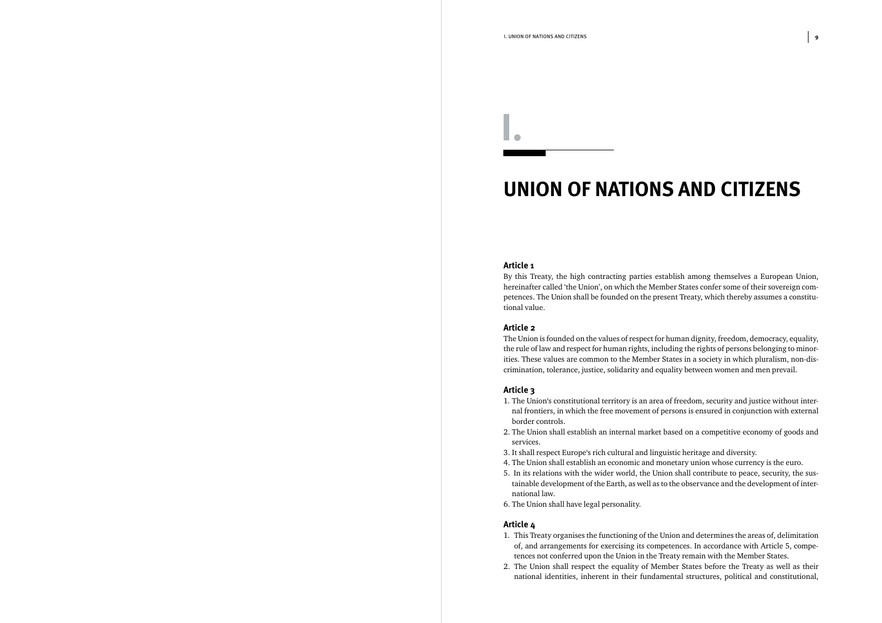# I.

# UNION OF NATIONS AND CITIZENS

**Article 1**

By this Treaty, the high contracting parties establish among themselves a European Union, hereinafter called 'the Union', on which the Member States confer some of their sovereign competences. The Union shall be founded on the present Treaty, which thereby assumes a constitutional value.

**Article 2**

The Union is founded on the values of respect for human dignity, freedom, democracy, equality, the rule of law and respect for human rights, including the rights of persons belonging to minorities. These values are common to the Member States in a society in which pluralism, non-discrimination, tolerance, justice, solidarity and equality between women and men prevail.

**Article 3**

1. The Union's constitutional territory is an area of freedom, security and justice without internal frontiers, in which the free movement of persons is ensured in conjunction with external border controls.
2. The Union shall establish an internal market based on a competitive economy of goods and services.
3. It shall respect Europe's rich cultural and linguistic heritage and diversity.
4. The Union shall establish an economic and monetary union whose currency is the euro.
5. In its relations with the wider world, the Union shall contribute to peace, security, the sustainable development of the Earth, as well as to the observance and the development of international law.
6. The Union shall have legal personality.

**Article 4**

1. This Treaty organises the functioning of the Union and determines the areas of, delimitation of, and arrangements for exercising its competences. In accordance with Article 5, competences not conferred upon the Union in the Treaty remain with the Member States.
2. The Union shall respect the equality of Member States before the Treaty as well as their national identities, inherent in their fundamental structures, political and constitutional,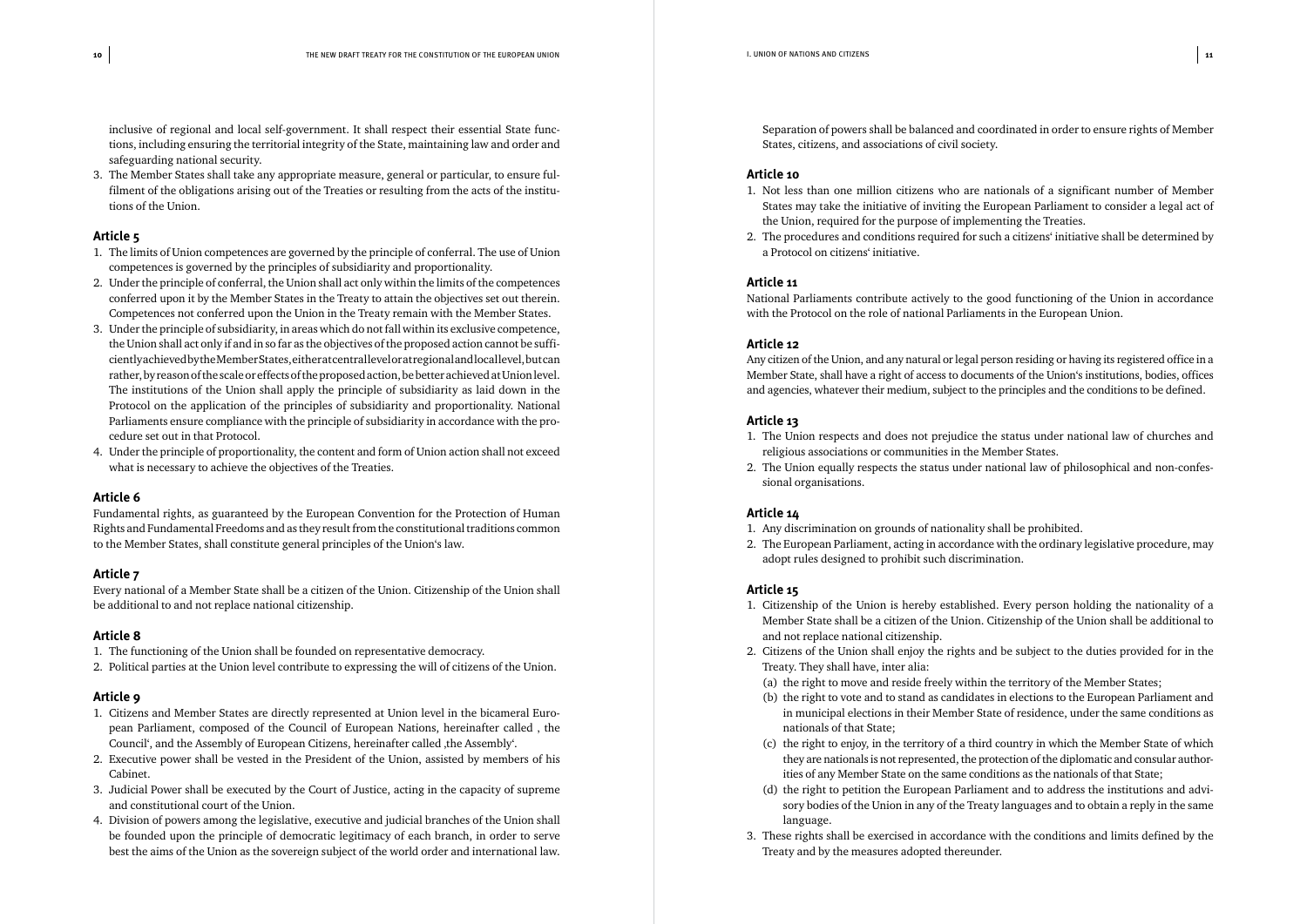inclusive of regional and local self-government. It shall respect their essential State functions, including ensuring the territorial integrity of the State, maintaining law and order and safeguarding national security.

3. The Member States shall take any appropriate measure, general or particular, to ensure fulfilment of the obligations arising out of the Treaties or resulting from the acts of the institutions of the Union.

### Article 5

1. The limits of Union competences are governed by the principle of conferral. The use of Union competences is governed by the principles of subsidiarity and proportionality.
2. Under the principle of conferral, the Union shall act only within the limits of the competences conferred upon it by the Member States in the Treaty to attain the objectives set out therein. Competences not conferred upon the Union in the Treaty remain with the Member States.
3. Under the principle of subsidiarity, in areas which do not fall within its exclusive competence, the Union shall act only if and in so far as the objectives of the proposed action cannot be sufficiently achieved by the Member States, either at central level or at regional and local level, but can rather, by reason of the scale or effects of the proposed action, be better achieved at Union level. The institutions of the Union shall apply the principle of subsidiarity as laid down in the Protocol on the application of the principles of subsidiarity and proportionality. National Parliaments ensure compliance with the principle of subsidiarity in accordance with the procedure set out in that Protocol.
4. Under the principle of proportionality, the content and form of Union action shall not exceed what is necessary to achieve the objectives of the Treaties.

### Article 6

Fundamental rights, as guaranteed by the European Convention for the Protection of Human Rights and Fundamental Freedoms and as they result from the constitutional traditions common to the Member States, shall constitute general principles of the Union's law.

### Article 7

Every national of a Member State shall be a citizen of the Union. Citizenship of the Union shall be additional to and not replace national citizenship.

### Article 8

1. The functioning of the Union shall be founded on representative democracy.
2. Political parties at the Union level contribute to expressing the will of citizens of the Union.

### Article 9

1. Citizens and Member States are directly represented at Union level in the bicameral European Parliament, composed of the Council of European Nations, hereinafter called ‚ the Council', and the Assembly of European Citizens, hereinafter called ‚the Assembly'.
2. Executive power shall be vested in the President of the Union, assisted by members of his Cabinet.
3. Judicial Power shall be executed by the Court of Justice, acting in the capacity of supreme and constitutional court of the Union.
4. Division of powers among the legislative, executive and judicial branches of the Union shall be founded upon the principle of democratic legitimacy of each branch, in order to serve best the aims of the Union as the sovereign subject of the world order and international law. Separation of powers shall be balanced and coordinated in order to ensure rights of Member States, citizens, and associations of civil society.

### Article 10

1. Not less than one million citizens who are nationals of a significant number of Member States may take the initiative of inviting the European Parliament to consider a legal act of the Union, required for the purpose of implementing the Treaties.
2. The procedures and conditions required for such a citizens' initiative shall be determined by a Protocol on citizens' initiative.

### Article 11

National Parliaments contribute actively to the good functioning of the Union in accordance with the Protocol on the role of national Parliaments in the European Union.

### Article 12

Any citizen of the Union, and any natural or legal person residing or having its registered office in a Member State, shall have a right of access to documents of the Union's institutions, bodies, offices and agencies, whatever their medium, subject to the principles and the conditions to be defined.

### Article 13

1. The Union respects and does not prejudice the status under national law of churches and religious associations or communities in the Member States.
2. The Union equally respects the status under national law of philosophical and non-confessional organisations.

### Article 14

1. Any discrimination on grounds of nationality shall be prohibited.
2. The European Parliament, acting in accordance with the ordinary legislative procedure, may adopt rules designed to prohibit such discrimination.

### Article 15

1. Citizenship of the Union is hereby established. Every person holding the nationality of a Member State shall be a citizen of the Union. Citizenship of the Union shall be additional to and not replace national citizenship.
2. Citizens of the Union shall enjoy the rights and be subject to the duties provided for in the Treaty. They shall have, inter alia:
   (a) the right to move and reside freely within the territory of the Member States;
   (b) the right to vote and to stand as candidates in elections to the European Parliament and in municipal elections in their Member State of residence, under the same conditions as nationals of that State;
   (c) the right to enjoy, in the territory of a third country in which the Member State of which they are nationals is not represented, the protection of the diplomatic and consular authorities of any Member State on the same conditions as the nationals of that State;
   (d) the right to petition the European Parliament and to address the institutions and advisory bodies of the Union in any of the Treaty languages and to obtain a reply in the same language.
3. These rights shall be exercised in accordance with the conditions and limits defined by the Treaty and by the measures adopted thereunder.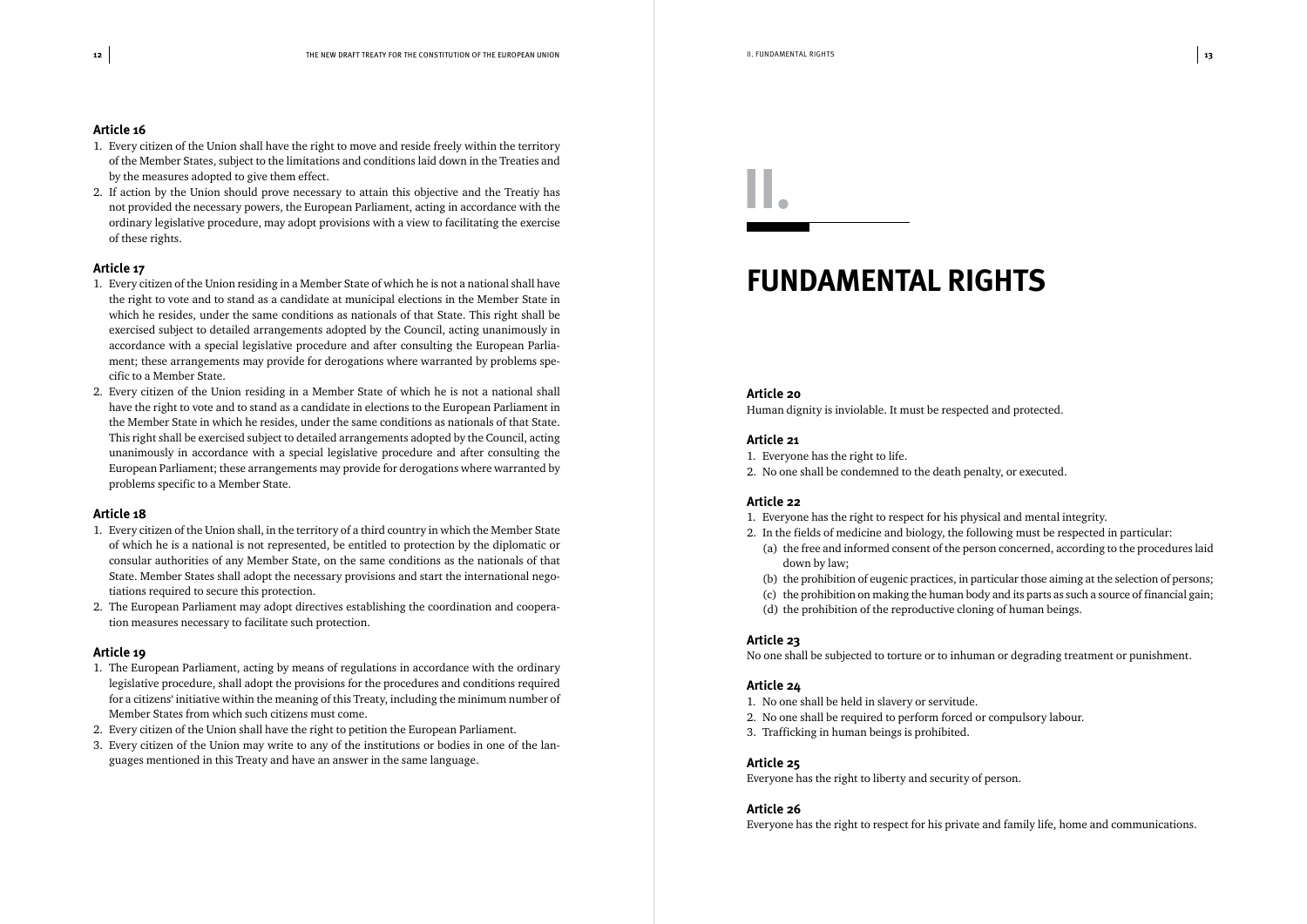### Article 16

1. Every citizen of the Union shall have the right to move and reside freely within the territory of the Member States, subject to the limitations and conditions laid down in the Treaties and by the measures adopted to give them effect.
2. If action by the Union should prove necessary to attain this objective and the Treatiy has not provided the necessary powers, the European Parliament, acting in accordance with the ordinary legislative procedure, may adopt provisions with a view to facilitating the exercise of these rights.

### Article 17

1. Every citizen of the Union residing in a Member State of which he is not a national shall have the right to vote and to stand as a candidate at municipal elections in the Member State in which he resides, under the same conditions as nationals of that State. This right shall be exercised subject to detailed arrangements adopted by the Council, acting unanimously in accordance with a special legislative procedure and after consulting the European Parliament; these arrangements may provide for derogations where warranted by problems specific to a Member State.
2. Every citizen of the Union residing in a Member State of which he is not a national shall have the right to vote and to stand as a candidate in elections to the European Parliament in the Member State in which he resides, under the same conditions as nationals of that State. This right shall be exercised subject to detailed arrangements adopted by the Council, acting unanimously in accordance with a special legislative procedure and after consulting the European Parliament; these arrangements may provide for derogations where warranted by problems specific to a Member State.

### Article 18

1. Every citizen of the Union shall, in the territory of a third country in which the Member State of which he is a national is not represented, be entitled to protection by the diplomatic or consular authorities of any Member State, on the same conditions as the nationals of that State. Member States shall adopt the necessary provisions and start the international negotiations required to secure this protection.
2. The European Parliament may adopt directives establishing the coordination and cooperation measures necessary to facilitate such protection.

### Article 19

1. The European Parliament, acting by means of regulations in accordance with the ordinary legislative procedure, shall adopt the provisions for the procedures and conditions required for a citizens' initiative within the meaning of this Treaty, including the minimum number of Member States from which such citizens must come.
2. Every citizen of the Union shall have the right to petition the European Parliament.
3. Every citizen of the Union may write to any of the institutions or bodies in one of the languages mentioned in this Treaty and have an answer in the same language.

# II.

# FUNDAMENTAL RIGHTS

### Article 20

Human dignity is inviolable. It must be respected and protected.

### Article 21

1. Everyone has the right to life.
2. No one shall be condemned to the death penalty, or executed.

### Article 22

1. Everyone has the right to respect for his physical and mental integrity.
2. In the fields of medicine and biology, the following must be respected in particular:
   (a) the free and informed consent of the person concerned, according to the procedures laid down by law;
   (b) the prohibition of eugenic practices, in particular those aiming at the selection of persons;
   (c) the prohibition on making the human body and its parts as such a source of financial gain;
   (d) the prohibition of the reproductive cloning of human beings.

### Article 23

No one shall be subjected to torture or to inhuman or degrading treatment or punishment.

### Article 24

1. No one shall be held in slavery or servitude.
2. No one shall be required to perform forced or compulsory labour.
3. Trafficking in human beings is prohibited.

### Article 25

Everyone has the right to liberty and security of person.

### Article 26

Everyone has the right to respect for his private and family life, home and communications.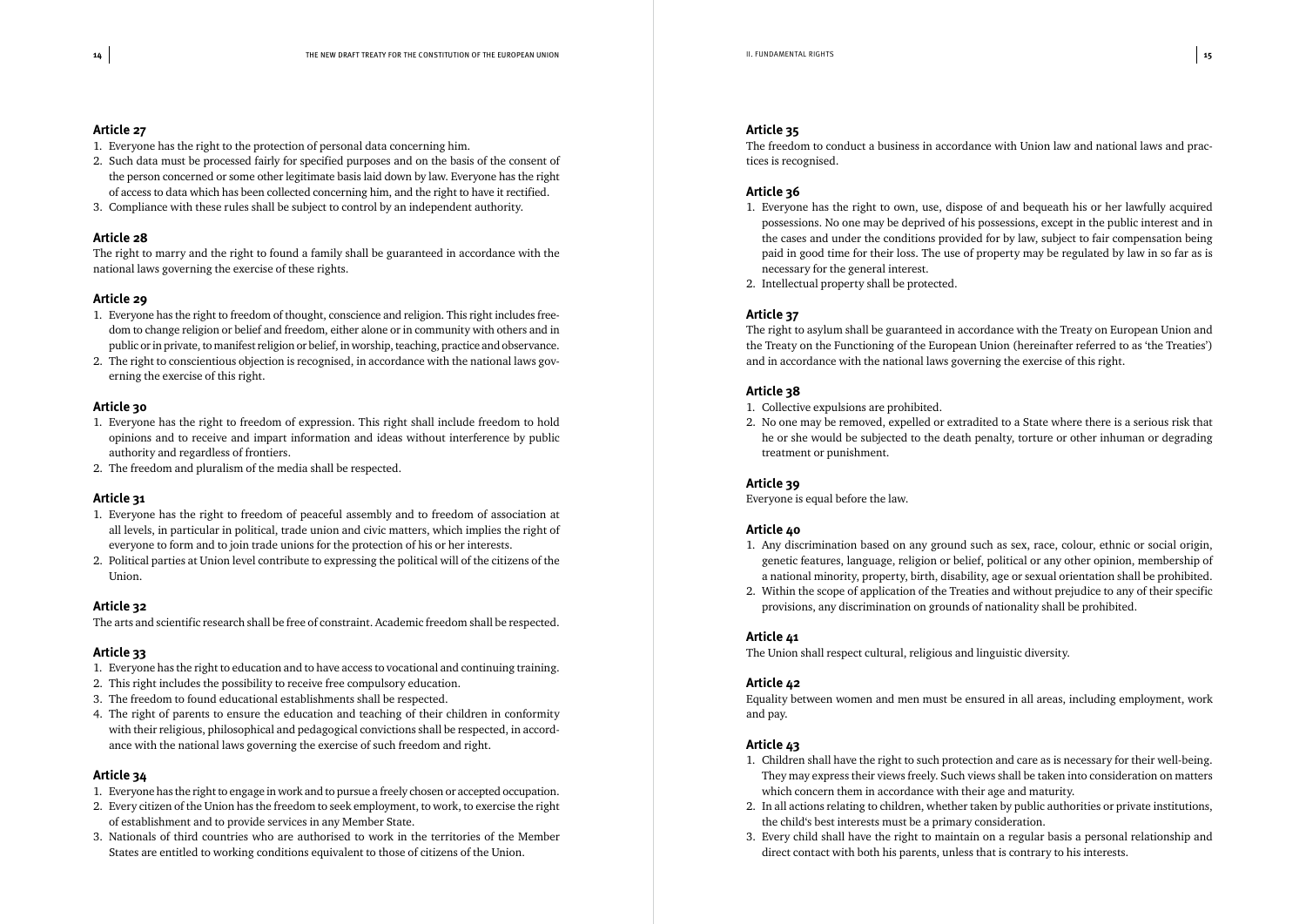### Article 27

1. Everyone has the right to the protection of personal data concerning him.
2. Such data must be processed fairly for specified purposes and on the basis of the consent of the person concerned or some other legitimate basis laid down by law. Everyone has the right of access to data which has been collected concerning him, and the right to have it rectified.
3. Compliance with these rules shall be subject to control by an independent authority.

### Article 28

The right to marry and the right to found a family shall be guaranteed in accordance with the national laws governing the exercise of these rights.

### Article 29

1. Everyone has the right to freedom of thought, conscience and religion. This right includes freedom to change religion or belief and freedom, either alone or in community with others and in public or in private, to manifest religion or belief, in worship, teaching, practice and observance.
2. The right to conscientious objection is recognised, in accordance with the national laws governing the exercise of this right.

### Article 30

1. Everyone has the right to freedom of expression. This right shall include freedom to hold opinions and to receive and impart information and ideas without interference by public authority and regardless of frontiers.
2. The freedom and pluralism of the media shall be respected.

### Article 31

1. Everyone has the right to freedom of peaceful assembly and to freedom of association at all levels, in particular in political, trade union and civic matters, which implies the right of everyone to form and to join trade unions for the protection of his or her interests.
2. Political parties at Union level contribute to expressing the political will of the citizens of the Union.

### Article 32

The arts and scientific research shall be free of constraint. Academic freedom shall be respected.

### Article 33

1. Everyone has the right to education and to have access to vocational and continuing training.
2. This right includes the possibility to receive free compulsory education.
3. The freedom to found educational establishments shall be respected.
4. The right of parents to ensure the education and teaching of their children in conformity with their religious, philosophical and pedagogical convictions shall be respected, in accordance with the national laws governing the exercise of such freedom and right.

### Article 34

1. Everyone has the right to engage in work and to pursue a freely chosen or accepted occupation.
2. Every citizen of the Union has the freedom to seek employment, to work, to exercise the right of establishment and to provide services in any Member State.
3. Nationals of third countries who are authorised to work in the territories of the Member States are entitled to working conditions equivalent to those of citizens of the Union.

### Article 35

The freedom to conduct a business in accordance with Union law and national laws and practices is recognised.

### Article 36

1. Everyone has the right to own, use, dispose of and bequeath his or her lawfully acquired possessions. No one may be deprived of his possessions, except in the public interest and in the cases and under the conditions provided for by law, subject to fair compensation being paid in good time for their loss. The use of property may be regulated by law in so far as is necessary for the general interest.
2. Intellectual property shall be protected.

### Article 37

The right to asylum shall be guaranteed in accordance with the Treaty on European Union and the Treaty on the Functioning of the European Union (hereinafter referred to as 'the Treaties') and in accordance with the national laws governing the exercise of this right.

### Article 38

1. Collective expulsions are prohibited.
2. No one may be removed, expelled or extradited to a State where there is a serious risk that he or she would be subjected to the death penalty, torture or other inhuman or degrading treatment or punishment.

### Article 39

Everyone is equal before the law.

### Article 40

1. Any discrimination based on any ground such as sex, race, colour, ethnic or social origin, genetic features, language, religion or belief, political or any other opinion, membership of a national minority, property, birth, disability, age or sexual orientation shall be prohibited.
2. Within the scope of application of the Treaties and without prejudice to any of their specific provisions, any discrimination on grounds of nationality shall be prohibited.

### Article 41

The Union shall respect cultural, religious and linguistic diversity.

### Article 42

Equality between women and men must be ensured in all areas, including employment, work and pay.

### Article 43

1. Children shall have the right to such protection and care as is necessary for their well-being. They may express their views freely. Such views shall be taken into consideration on matters which concern them in accordance with their age and maturity.
2. In all actions relating to children, whether taken by public authorities or private institutions, the child's best interests must be a primary consideration.
3. Every child shall have the right to maintain on a regular basis a personal relationship and direct contact with both his parents, unless that is contrary to his interests.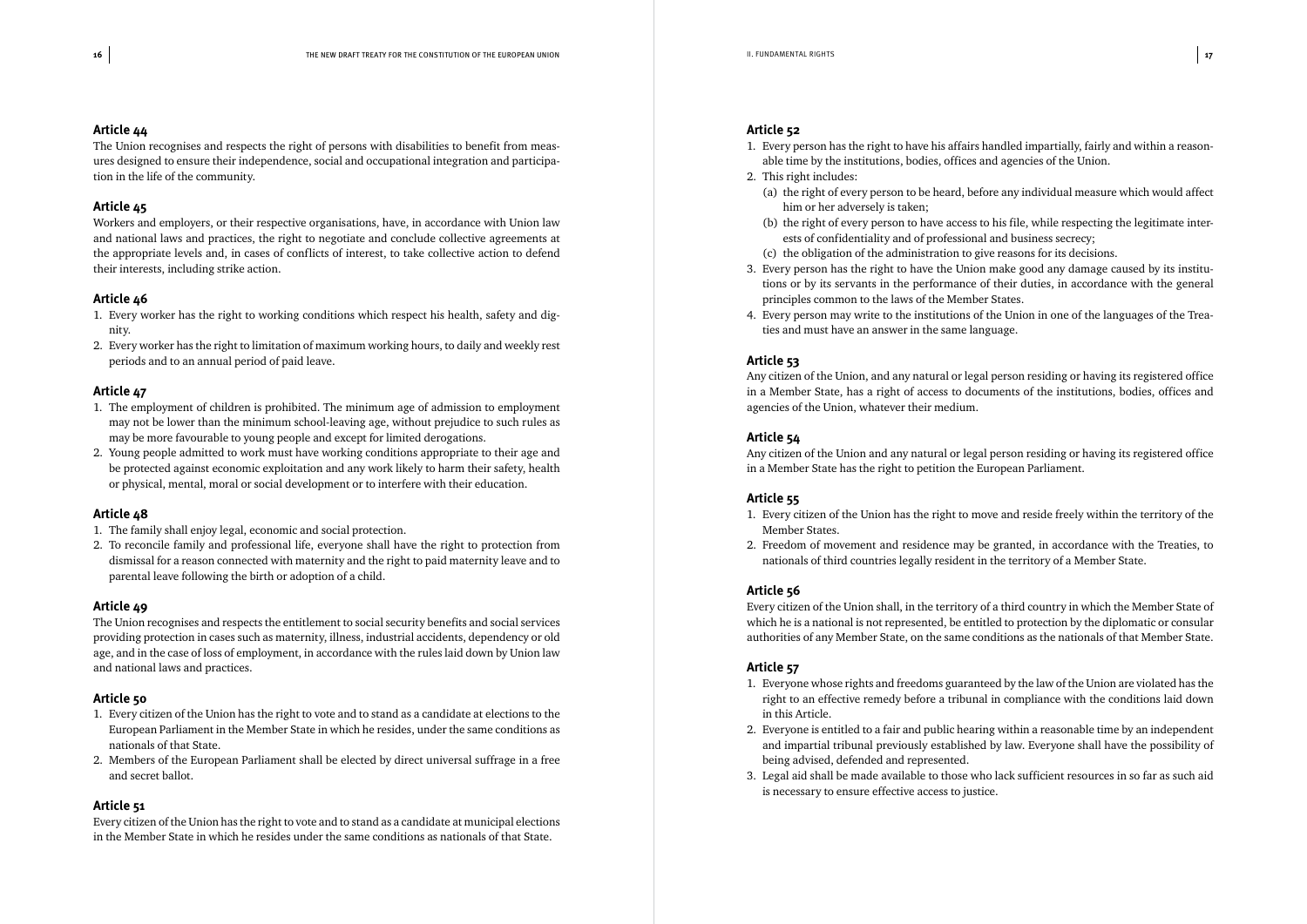### Article 44

The Union recognises and respects the right of persons with disabilities to benefit from measures designed to ensure their independence, social and occupational integration and participation in the life of the community.

### Article 45

Workers and employers, or their respective organisations, have, in accordance with Union law and national laws and practices, the right to negotiate and conclude collective agreements at the appropriate levels and, in cases of conflicts of interest, to take collective action to defend their interests, including strike action.

### Article 46

1. Every worker has the right to working conditions which respect his health, safety and dignity.
2. Every worker has the right to limitation of maximum working hours, to daily and weekly rest periods and to an annual period of paid leave.

### Article 47

1. The employment of children is prohibited. The minimum age of admission to employment may not be lower than the minimum school-leaving age, without prejudice to such rules as may be more favourable to young people and except for limited derogations.
2. Young people admitted to work must have working conditions appropriate to their age and be protected against economic exploitation and any work likely to harm their safety, health or physical, mental, moral or social development or to interfere with their education.

### Article 48

1. The family shall enjoy legal, economic and social protection.
2. To reconcile family and professional life, everyone shall have the right to protection from dismissal for a reason connected with maternity and the right to paid maternity leave and to parental leave following the birth or adoption of a child.

### Article 49

The Union recognises and respects the entitlement to social security benefits and social services providing protection in cases such as maternity, illness, industrial accidents, dependency or old age, and in the case of loss of employment, in accordance with the rules laid down by Union law and national laws and practices.

### Article 50

1. Every citizen of the Union has the right to vote and to stand as a candidate at elections to the European Parliament in the Member State in which he resides, under the same conditions as nationals of that State.
2. Members of the European Parliament shall be elected by direct universal suffrage in a free and secret ballot.

### Article 51

Every citizen of the Union has the right to vote and to stand as a candidate at municipal elections in the Member State in which he resides under the same conditions as nationals of that State.

### Article 52

1. Every person has the right to have his affairs handled impartially, fairly and within a reasonable time by the institutions, bodies, offices and agencies of the Union.
2. This right includes:
   (a) the right of every person to be heard, before any individual measure which would affect him or her adversely is taken;
   (b) the right of every person to have access to his file, while respecting the legitimate interests of confidentiality and of professional and business secrecy;
   (c) the obligation of the administration to give reasons for its decisions.
3. Every person has the right to have the Union make good any damage caused by its institutions or by its servants in the performance of their duties, in accordance with the general principles common to the laws of the Member States.
4. Every person may write to the institutions of the Union in one of the languages of the Treaties and must have an answer in the same language.

### Article 53

Any citizen of the Union, and any natural or legal person residing or having its registered office in a Member State, has a right of access to documents of the institutions, bodies, offices and agencies of the Union, whatever their medium.

### Article 54

Any citizen of the Union and any natural or legal person residing or having its registered office in a Member State has the right to petition the European Parliament.

### Article 55

1. Every citizen of the Union has the right to move and reside freely within the territory of the Member States.
2. Freedom of movement and residence may be granted, in accordance with the Treaties, to nationals of third countries legally resident in the territory of a Member State.

### Article 56

Every citizen of the Union shall, in the territory of a third country in which the Member State of which he is a national is not represented, be entitled to protection by the diplomatic or consular authorities of any Member State, on the same conditions as the nationals of that Member State.

### Article 57

1. Everyone whose rights and freedoms guaranteed by the law of the Union are violated has the right to an effective remedy before a tribunal in compliance with the conditions laid down in this Article.
2. Everyone is entitled to a fair and public hearing within a reasonable time by an independent and impartial tribunal previously established by law. Everyone shall have the possibility of being advised, defended and represented.
3. Legal aid shall be made available to those who lack sufficient resources in so far as such aid is necessary to ensure effective access to justice.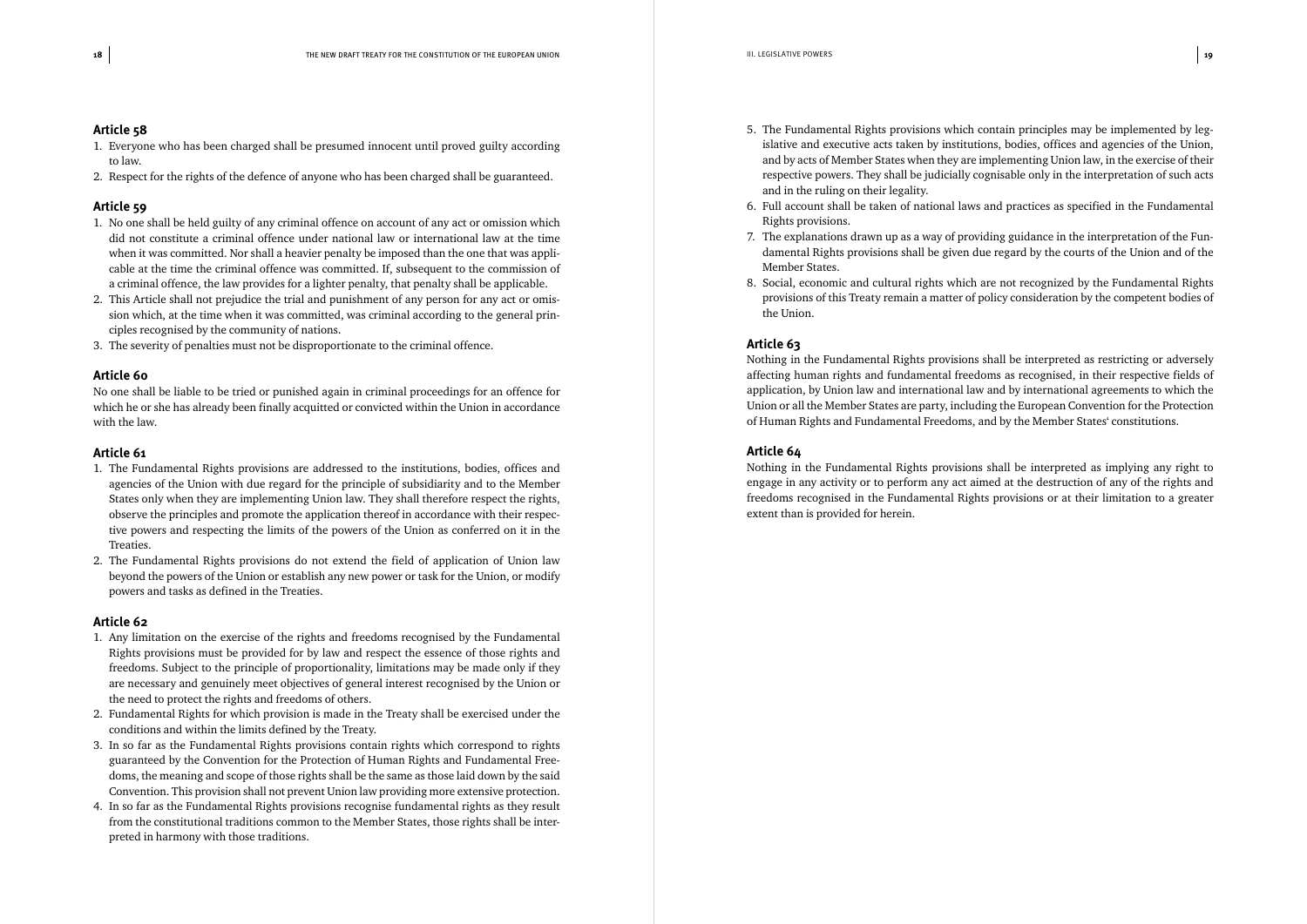### Article 58

1. Everyone who has been charged shall be presumed innocent until proved guilty according to law.
2. Respect for the rights of the defence of anyone who has been charged shall be guaranteed.

### Article 59

1. No one shall be held guilty of any criminal offence on account of any act or omission which did not constitute a criminal offence under national law or international law at the time when it was committed. Nor shall a heavier penalty be imposed than the one that was applicable at the time the criminal offence was committed. If, subsequent to the commission of a criminal offence, the law provides for a lighter penalty, that penalty shall be applicable.
2. This Article shall not prejudice the trial and punishment of any person for any act or omission which, at the time when it was committed, was criminal according to the general principles recognised by the community of nations.
3. The severity of penalties must not be disproportionate to the criminal offence.

### Article 60

No one shall be liable to be tried or punished again in criminal proceedings for an offence for which he or she has already been finally acquitted or convicted within the Union in accordance with the law.

### Article 61

1. The Fundamental Rights provisions are addressed to the institutions, bodies, offices and agencies of the Union with due regard for the principle of subsidiarity and to the Member States only when they are implementing Union law. They shall therefore respect the rights, observe the principles and promote the application thereof in accordance with their respective powers and respecting the limits of the powers of the Union as conferred on it in the Treaties.
2. The Fundamental Rights provisions do not extend the field of application of Union law beyond the powers of the Union or establish any new power or task for the Union, or modify powers and tasks as defined in the Treaties.

### Article 62

1. Any limitation on the exercise of the rights and freedoms recognised by the Fundamental Rights provisions must be provided for by law and respect the essence of those rights and freedoms. Subject to the principle of proportionality, limitations may be made only if they are necessary and genuinely meet objectives of general interest recognised by the Union or the need to protect the rights and freedoms of others.
2. Fundamental Rights for which provision is made in the Treaty shall be exercised under the conditions and within the limits defined by the Treaty.
3. In so far as the Fundamental Rights provisions contain rights which correspond to rights guaranteed by the Convention for the Protection of Human Rights and Fundamental Freedoms, the meaning and scope of those rights shall be the same as those laid down by the said Convention. This provision shall not prevent Union law providing more extensive protection.
4. In so far as the Fundamental Rights provisions recognise fundamental rights as they result from the constitutional traditions common to the Member States, those rights shall be interpreted in harmony with those traditions.
5. The Fundamental Rights provisions which contain principles may be implemented by legislative and executive acts taken by institutions, bodies, offices and agencies of the Union, and by acts of Member States when they are implementing Union law, in the exercise of their respective powers. They shall be judicially cognisable only in the interpretation of such acts and in the ruling on their legality.
6. Full account shall be taken of national laws and practices as specified in the Fundamental Rights provisions.
7. The explanations drawn up as a way of providing guidance in the interpretation of the Fundamental Rights provisions shall be given due regard by the courts of the Union and of the Member States.
8. Social, economic and cultural rights which are not recognized by the Fundamental Rights provisions of this Treaty remain a matter of policy consideration by the competent bodies of the Union.

### Article 63

Nothing in the Fundamental Rights provisions shall be interpreted as restricting or adversely affecting human rights and fundamental freedoms as recognised, in their respective fields of application, by Union law and international law and by international agreements to which the Union or all the Member States are party, including the European Convention for the Protection of Human Rights and Fundamental Freedoms, and by the Member States' constitutions.

### Article 64

Nothing in the Fundamental Rights provisions shall be interpreted as implying any right to engage in any activity or to perform any act aimed at the destruction of any of the rights and freedoms recognised in the Fundamental Rights provisions or at their limitation to a greater extent than is provided for herein.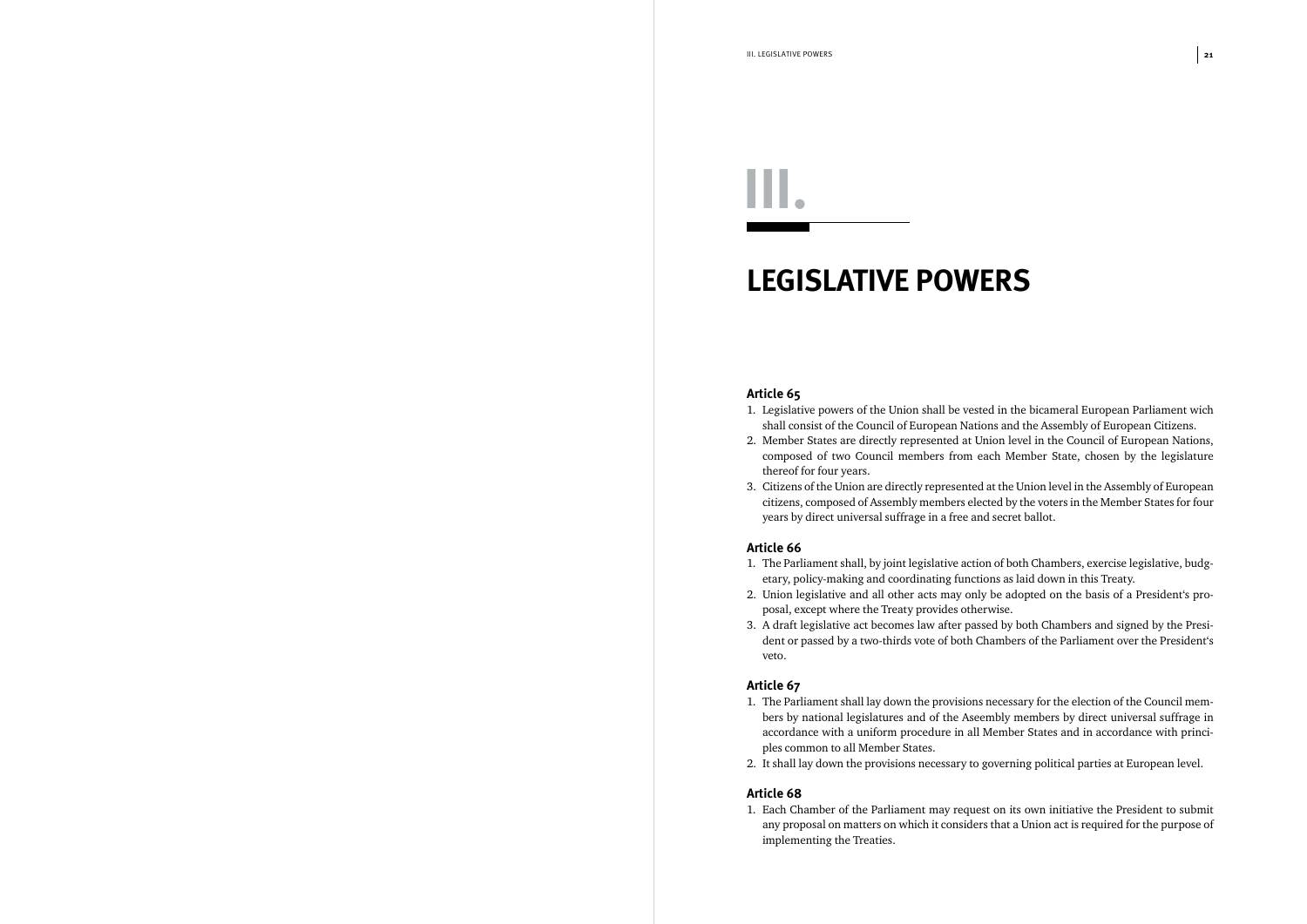# III.

# LEGISLATIVE POWERS

### Article 65

1. Legislative powers of the Union shall be vested in the bicameral European Parliament wich shall consist of the Council of European Nations and the Assembly of European Citizens.
2. Member States are directly represented at Union level in the Council of European Nations, composed of two Council members from each Member State, chosen by the legislature thereof for four years.
3. Citizens of the Union are directly represented at the Union level in the Assembly of European citizens, composed of Assembly members elected by the voters in the Member States for four years by direct universal suffrage in a free and secret ballot.

### Article 66

1. The Parliament shall, by joint legislative action of both Chambers, exercise legislative, budgetary, policy-making and coordinating functions as laid down in this Treaty.
2. Union legislative and all other acts may only be adopted on the basis of a President's proposal, except where the Treaty provides otherwise.
3. A draft legislative act becomes law after passed by both Chambers and signed by the President or passed by a two-thirds vote of both Chambers of the Parliament over the President's veto.

### Article 67

1. The Parliament shall lay down the provisions necessary for the election of the Council members by national legislatures and of the Aseembly members by direct universal suffrage in accordance with a uniform procedure in all Member States and in accordance with principles common to all Member States.
2. It shall lay down the provisions necessary to governing political parties at European level.

### Article 68

1. Each Chamber of the Parliament may request on its own initiative the President to submit any proposal on matters on which it considers that a Union act is required for the purpose of implementing the Treaties.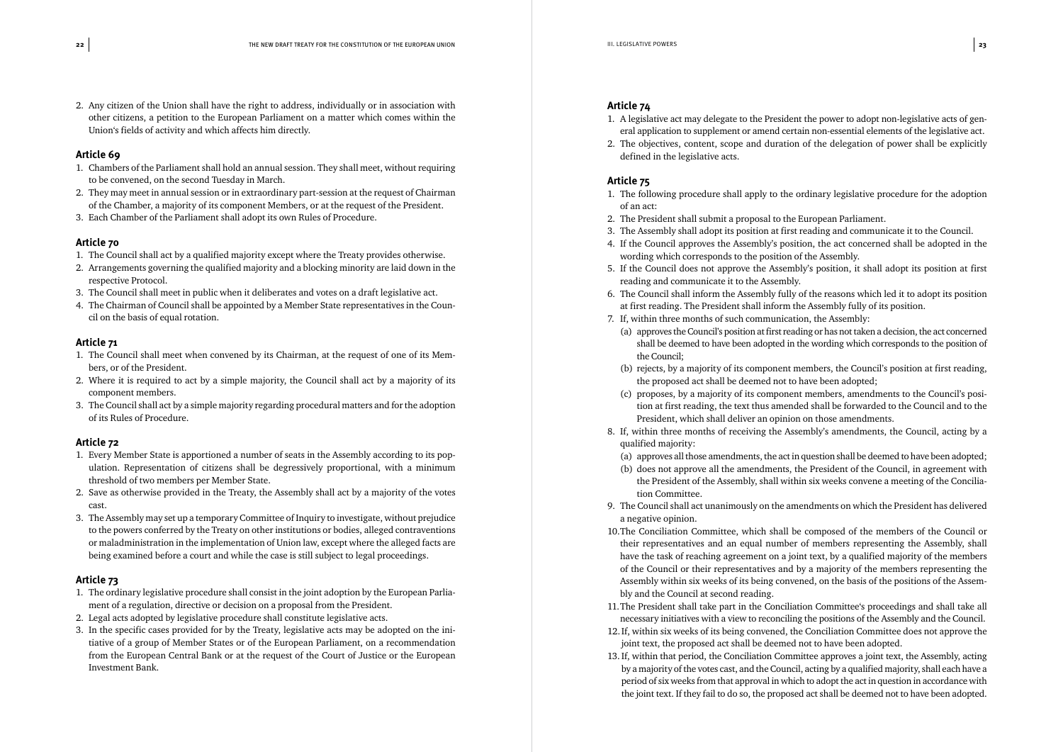2. Any citizen of the Union shall have the right to address, individually or in association with other citizens, a petition to the European Parliament on a matter which comes within the Union's fields of activity and which affects him directly.

### Article 69

1. Chambers of the Parliament shall hold an annual session. They shall meet, without requiring to be convened, on the second Tuesday in March.
2. They may meet in annual session or in extraordinary part-session at the request of Chairman of the Chamber, a majority of its component Members, or at the request of the President.
3. Each Chamber of the Parliament shall adopt its own Rules of Procedure.

### Article 70

1. The Council shall act by a qualified majority except where the Treaty provides otherwise.
2. Arrangements governing the qualified majority and a blocking minority are laid down in the respective Protocol.
3. The Council shall meet in public when it deliberates and votes on a draft legislative act.
4. The Chairman of Council shall be appointed by a Member State representatives in the Council on the basis of equal rotation.

### Article 71

1. The Council shall meet when convened by its Chairman, at the request of one of its Members, or of the President.
2. Where it is required to act by a simple majority, the Council shall act by a majority of its component members.
3. The Council shall act by a simple majority regarding procedural matters and for the adoption of its Rules of Procedure.

### Article 72

1. Every Member State is apportioned a number of seats in the Assembly according to its population. Representation of citizens shall be degressively proportional, with a minimum threshold of two members per Member State.
2. Save as otherwise provided in the Treaty, the Assembly shall act by a majority of the votes cast.
3. The Assembly may set up a temporary Committee of Inquiry to investigate, without prejudice to the powers conferred by the Treaty on other institutions or bodies, alleged contraventions or maladministration in the implementation of Union law, except where the alleged facts are being examined before a court and while the case is still subject to legal proceedings.

### Article 73

1. The ordinary legislative procedure shall consist in the joint adoption by the European Parliament of a regulation, directive or decision on a proposal from the President.
2. Legal acts adopted by legislative procedure shall constitute legislative acts.
3. In the specific cases provided for by the Treaty, legislative acts may be adopted on the initiative of a group of Member States or of the European Parliament, on a recommendation from the European Central Bank or at the request of the Court of Justice or the European Investment Bank.

### Article 74

1. A legislative act may delegate to the President the power to adopt non-legislative acts of general application to supplement or amend certain non-essential elements of the legislative act.
2. The objectives, content, scope and duration of the delegation of power shall be explicitly defined in the legislative acts.

### Article 75

1. The following procedure shall apply to the ordinary legislative procedure for the adoption of an act:
2. The President shall submit a proposal to the European Parliament.
3. The Assembly shall adopt its position at first reading and communicate it to the Council.
4. If the Council approves the Assembly's position, the act concerned shall be adopted in the wording which corresponds to the position of the Assembly.
5. If the Council does not approve the Assembly's position, it shall adopt its position at first reading and communicate it to the Assembly.
6. The Council shall inform the Assembly fully of the reasons which led it to adopt its position at first reading. The President shall inform the Assembly fully of its position.
7. If, within three months of such communication, the Assembly:
   (a) approves the Council's position at first reading or has not taken a decision, the act concerned shall be deemed to have been adopted in the wording which corresponds to the position of the Council;
   (b) rejects, by a majority of its component members, the Council's position at first reading, the proposed act shall be deemed not to have been adopted;
   (c) proposes, by a majority of its component members, amendments to the Council's position at first reading, the text thus amended shall be forwarded to the Council and to the President, which shall deliver an opinion on those amendments.
8. If, within three months of receiving the Assembly's amendments, the Council, acting by a qualified majority:
   (a) approves all those amendments, the act in question shall be deemed to have been adopted;
   (b) does not approve all the amendments, the President of the Council, in agreement with the President of the Assembly, shall within six weeks convene a meeting of the Conciliation Committee.
9. The Council shall act unanimously on the amendments on which the President has delivered a negative opinion.
10. The Conciliation Committee, which shall be composed of the members of the Council or their representatives and an equal number of members representing the Assembly, shall have the task of reaching agreement on a joint text, by a qualified majority of the members of the Council or their representatives and by a majority of the members representing the Assembly within six weeks of its being convened, on the basis of the positions of the Assembly and the Council at second reading.
11. The President shall take part in the Conciliation Committee's proceedings and shall take all necessary initiatives with a view to reconciling the positions of the Assembly and the Council.
12. If, within six weeks of its being convened, the Conciliation Committee does not approve the joint text, the proposed act shall be deemed not to have been adopted.
13. If, within that period, the Conciliation Committee approves a joint text, the Assembly, acting by a majority of the votes cast, and the Council, acting by a qualified majority, shall each have a period of six weeks from that approval in which to adopt the act in question in accordance with the joint text. If they fail to do so, the proposed act shall be deemed not to have been adopted.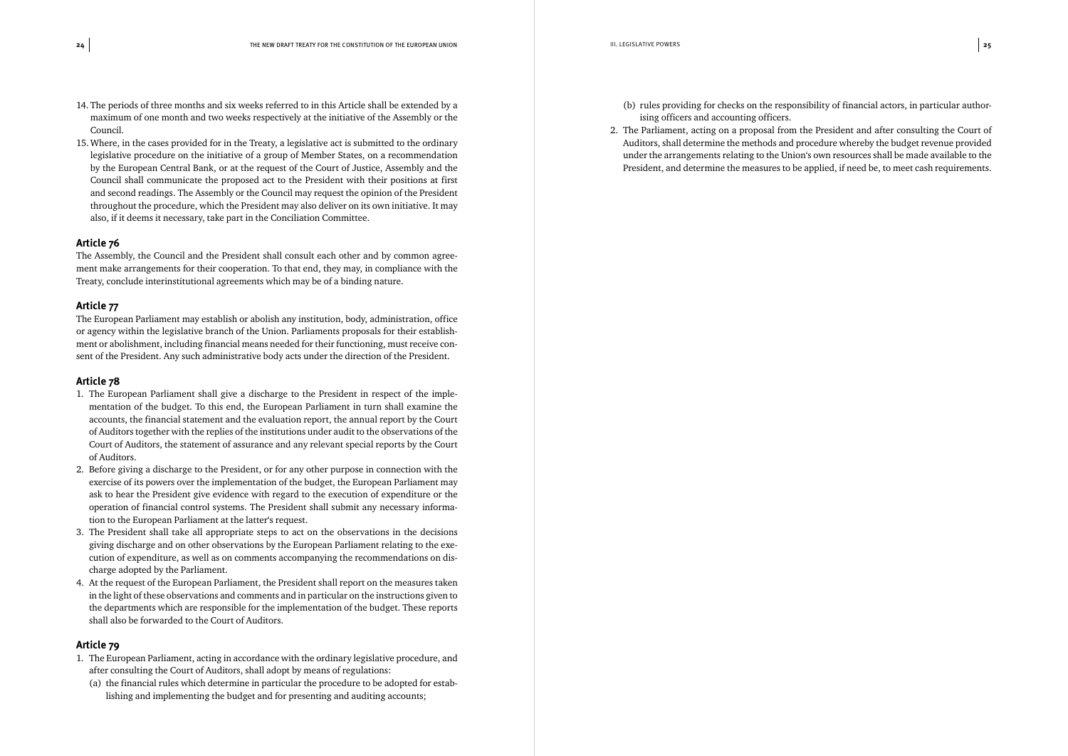14. The periods of three months and six weeks referred to in this Article shall be extended by a maximum of one month and two weeks respectively at the initiative of the Assembly or the Council.
15. Where, in the cases provided for in the Treaty, a legislative act is submitted to the ordinary legislative procedure on the initiative of a group of Member States, on a recommendation by the European Central Bank, or at the request of the Court of Justice, Assembly and the Council shall communicate the proposed act to the President with their positions at first and second readings. The Assembly or the Council may request the opinion of the President throughout the procedure, which the President may also deliver on its own initiative. It may also, if it deems it necessary, take part in the Conciliation Committee.

### Article 76

The Assembly, the Council and the President shall consult each other and by common agreement make arrangements for their cooperation. To that end, they may, in compliance with the Treaty, conclude interinstitutional agreements which may be of a binding nature.

### Article 77

The European Parliament may establish or abolish any institution, body, administration, office or agency within the legislative branch of the Union. Parliaments proposals for their establishment or abolishment, including financial means needed for their functioning, must receive consent of the President. Any such administrative body acts under the direction of the President.

### Article 78

1. The European Parliament shall give a discharge to the President in respect of the implementation of the budget. To this end, the European Parliament in turn shall examine the accounts, the financial statement and the evaluation report, the annual report by the Court of Auditors together with the replies of the institutions under audit to the observations of the Court of Auditors, the statement of assurance and any relevant special reports by the Court of Auditors.
2. Before giving a discharge to the President, or for any other purpose in connection with the exercise of its powers over the implementation of the budget, the European Parliament may ask to hear the President give evidence with regard to the execution of expenditure or the operation of financial control systems. The President shall submit any necessary information to the European Parliament at the latter's request.
3. The President shall take all appropriate steps to act on the observations in the decisions giving discharge and on other observations by the European Parliament relating to the execution of expenditure, as well as on comments accompanying the recommendations on discharge adopted by the Parliament.
4. At the request of the European Parliament, the President shall report on the measures taken in the light of these observations and comments and in particular on the instructions given to the departments which are responsible for the implementation of the budget. These reports shall also be forwarded to the Court of Auditors.

### Article 79

1. The European Parliament, acting in accordance with the ordinary legislative procedure, and after consulting the Court of Auditors, shall adopt by means of regulations:
   (a) the financial rules which determine in particular the procedure to be adopted for establishing and implementing the budget and for presenting and auditing accounts;
   (b) rules providing for checks on the responsibility of financial actors, in particular authorising officers and accounting officers.
2. The Parliament, acting on a proposal from the President and after consulting the Court of Auditors, shall determine the methods and procedure whereby the budget revenue provided under the arrangements relating to the Union's own resources shall be made available to the President, and determine the measures to be applied, if need be, to meet cash requirements.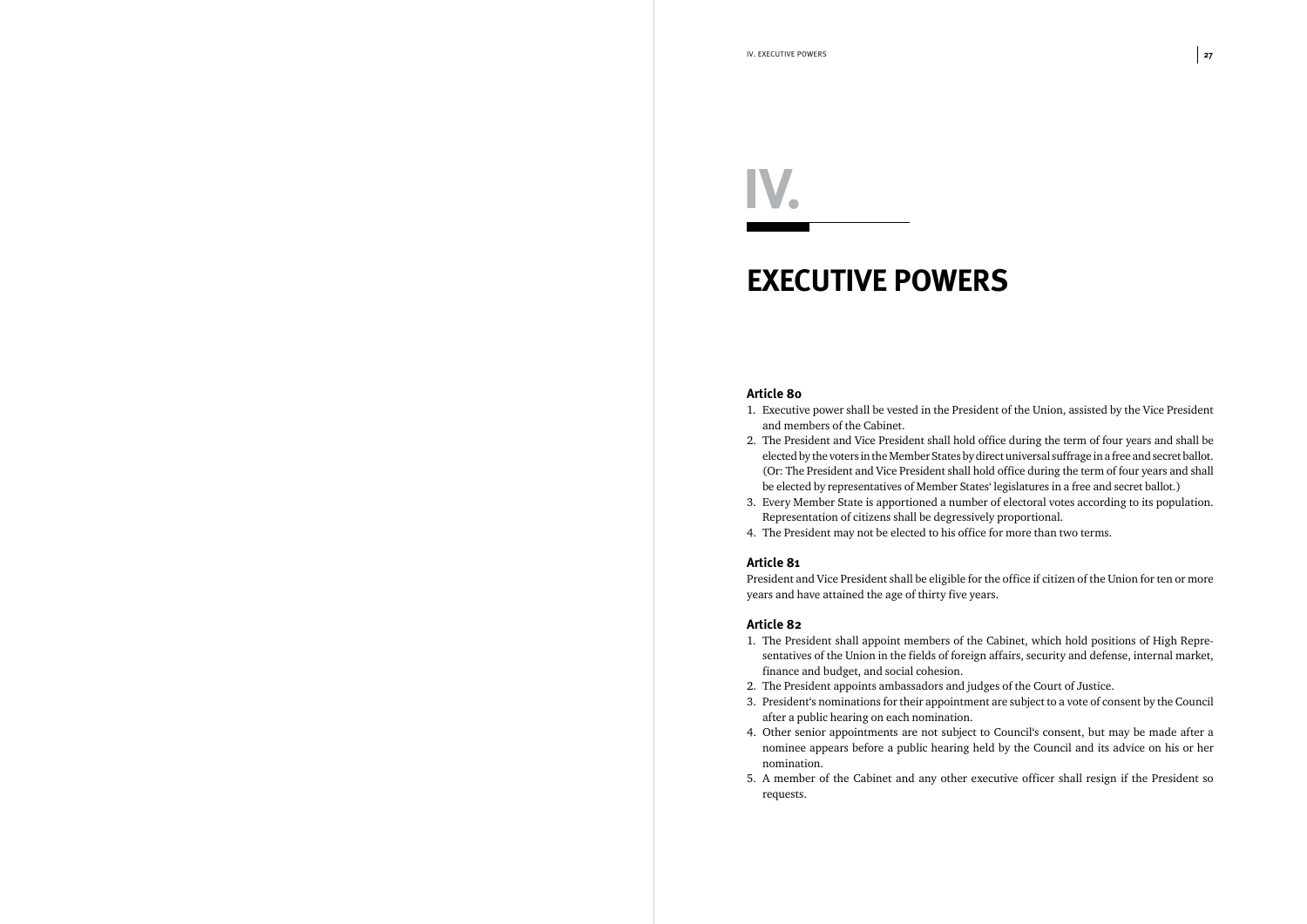# IV.

# EXECUTIVE POWERS

### Article 80

1. Executive power shall be vested in the President of the Union, assisted by the Vice President and members of the Cabinet.
2. The President and Vice President shall hold office during the term of four years and shall be elected by the voters in the Member States by direct universal suffrage in a free and secret ballot. (Or: The President and Vice President shall hold office during the term of four years and shall be elected by representatives of Member States' legislatures in a free and secret ballot.)
3. Every Member State is apportioned a number of electoral votes according to its population. Representation of citizens shall be degressively proportional.
4. The President may not be elected to his office for more than two terms.

### Article 81

President and Vice President shall be eligible for the office if citizen of the Union for ten or more years and have attained the age of thirty five years.

### Article 82

1. The President shall appoint members of the Cabinet, which hold positions of High Representatives of the Union in the fields of foreign affairs, security and defense, internal market, finance and budget, and social cohesion.
2. The President appoints ambassadors and judges of the Court of Justice.
3. President's nominations for their appointment are subject to a vote of consent by the Council after a public hearing on each nomination.
4. Other senior appointments are not subject to Council's consent, but may be made after a nominee appears before a public hearing held by the Council and its advice on his or her nomination.
5. A member of the Cabinet and any other executive officer shall resign if the President so requests.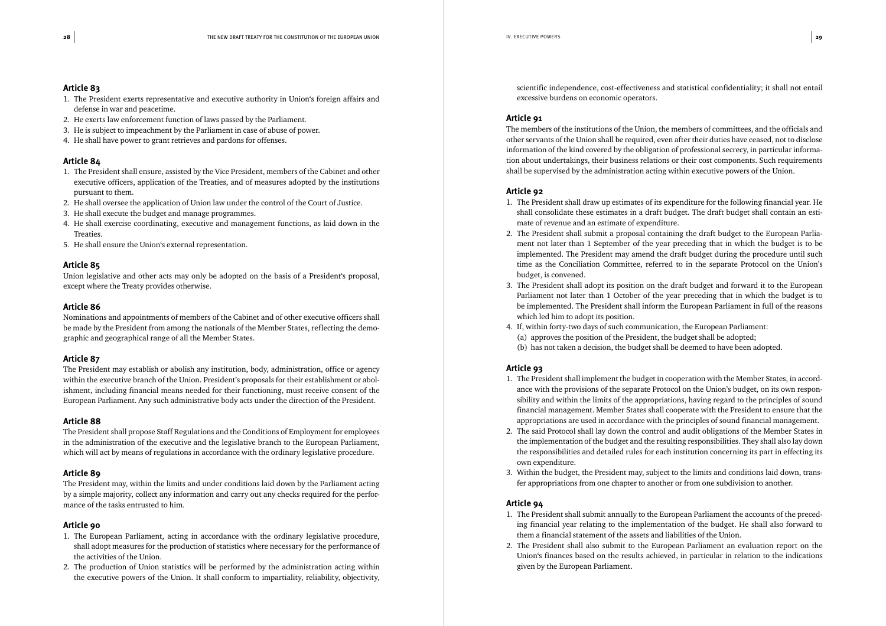## Article 83

1. The President exerts representative and executive authority in Union's foreign affairs and defense in war and peacetime.
2. He exerts law enforcement function of laws passed by the Parliament.
3. He is subject to impeachment by the Parliament in case of abuse of power.
4. He shall have power to grant retrieves and pardons for offenses.

## Article 84

1. The President shall ensure, assisted by the Vice President, members of the Cabinet and other executive officers, application of the Treaties, and of measures adopted by the institutions pursuant to them.
2. He shall oversee the application of Union law under the control of the Court of Justice.
3. He shall execute the budget and manage programmes.
4. He shall exercise coordinating, executive and management functions, as laid down in the Treaties.
5. He shall ensure the Union's external representation.

## Article 85

Union legislative and other acts may only be adopted on the basis of a President's proposal, except where the Treaty provides otherwise.

## Article 86

Nominations and appointments of members of the Cabinet and of other executive officers shall be made by the President from among the nationals of the Member States, reflecting the demographic and geographical range of all the Member States.

## Article 87

The President may establish or abolish any institution, body, administration, office or agency within the executive branch of the Union. President's proposals for their establishment or abolishment, including financial means needed for their functioning, must receive consent of the European Parliament. Any such administrative body acts under the direction of the President.

## Article 88

The President shall propose Staff Regulations and the Conditions of Employment for employees in the administration of the executive and the legislative branch to the European Parliament, which will act by means of regulations in accordance with the ordinary legislative procedure.

## Article 89

The President may, within the limits and under conditions laid down by the Parliament acting by a simple majority, collect any information and carry out any checks required for the performance of the tasks entrusted to him.

## Article 90

1. The European Parliament, acting in accordance with the ordinary legislative procedure, shall adopt measures for the production of statistics where necessary for the performance of the activities of the Union.
2. The production of Union statistics will be performed by the administration acting within the executive powers of the Union. It shall conform to impartiality, reliability, objectivity, scientific independence, cost-effectiveness and statistical confidentiality; it shall not entail excessive burdens on economic operators.

## Article 91

The members of the institutions of the Union, the members of committees, and the officials and other servants of the Union shall be required, even after their duties have ceased, not to disclose information of the kind covered by the obligation of professional secrecy, in particular information about undertakings, their business relations or their cost components. Such requirements shall be supervised by the administration acting within executive powers of the Union.

## Article 92

1. The President shall draw up estimates of its expenditure for the following financial year. He shall consolidate these estimates in a draft budget. The draft budget shall contain an estimate of revenue and an estimate of expenditure.
2. The President shall submit a proposal containing the draft budget to the European Parliament not later than 1 September of the year preceding that in which the budget is to be implemented. The President may amend the draft budget during the procedure until such time as the Conciliation Committee, referred to in the separate Protocol on the Union's budget, is convened.
3. The President shall adopt its position on the draft budget and forward it to the European Parliament not later than 1 October of the year preceding that in which the budget is to be implemented. The President shall inform the European Parliament in full of the reasons which led him to adopt its position.
4. If, within forty-two days of such communication, the European Parliament:
   (a) approves the position of the President, the budget shall be adopted;
   (b) has not taken a decision, the budget shall be deemed to have been adopted.

## Article 93

1. The President shall implement the budget in cooperation with the Member States, in accordance with the provisions of the separate Protocol on the Union's budget, on its own responsibility and within the limits of the appropriations, having regard to the principles of sound financial management. Member States shall cooperate with the President to ensure that the appropriations are used in accordance with the principles of sound financial management.
2. The said Protocol shall lay down the control and audit obligations of the Member States in the implementation of the budget and the resulting responsibilities. They shall also lay down the responsibilities and detailed rules for each institution concerning its part in effecting its own expenditure.
3. Within the budget, the President may, subject to the limits and conditions laid down, transfer appropriations from one chapter to another or from one subdivision to another.

## Article 94

1. The President shall submit annually to the European Parliament the accounts of the preceding financial year relating to the implementation of the budget. He shall also forward to them a financial statement of the assets and liabilities of the Union.
2. The President shall also submit to the European Parliament an evaluation report on the Union's finances based on the results achieved, in particular in relation to the indications given by the European Parliament.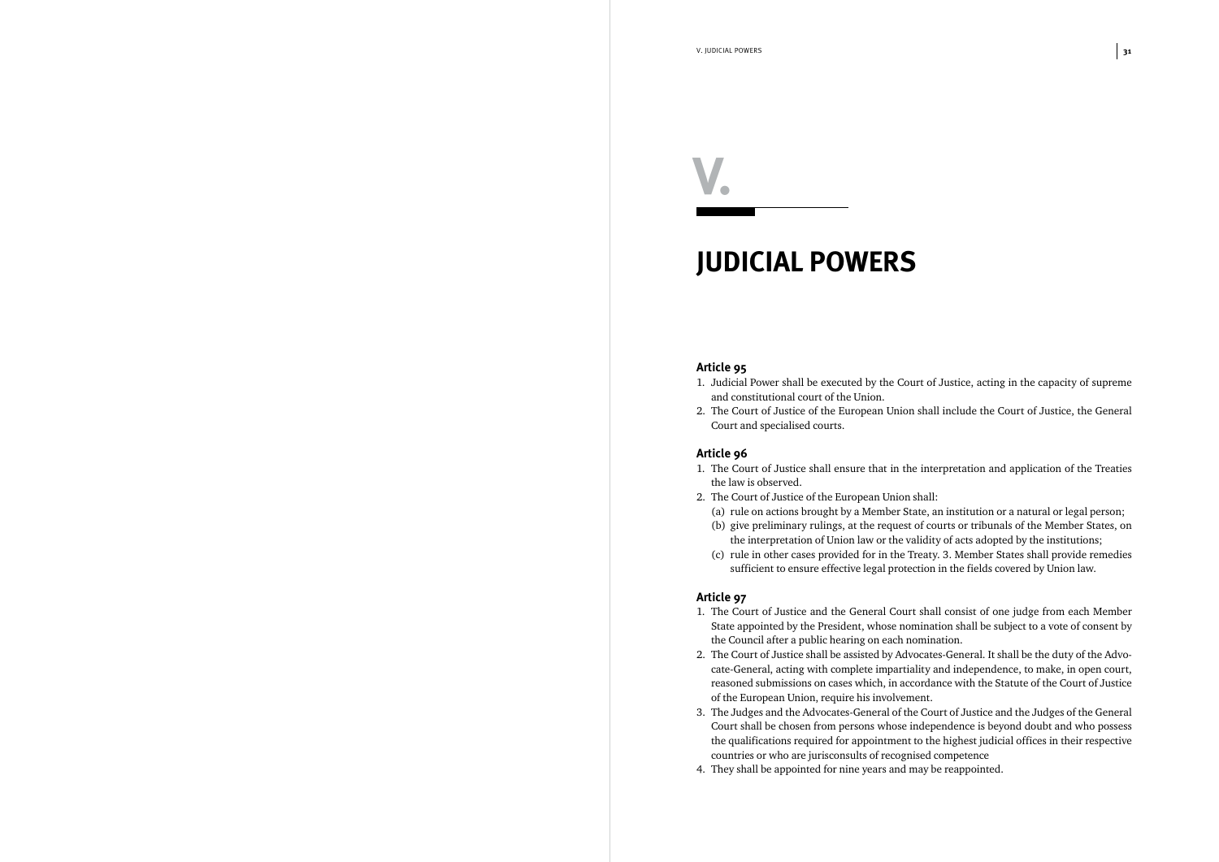# V.

# JUDICIAL POWERS

### Article 95

1. Judicial Power shall be executed by the Court of Justice, acting in the capacity of supreme and constitutional court of the Union.
2. The Court of Justice of the European Union shall include the Court of Justice, the General Court and specialised courts.

### Article 96

1. The Court of Justice shall ensure that in the interpretation and application of the Treaties the law is observed.
2. The Court of Justice of the European Union shall:
   (a) rule on actions brought by a Member State, an institution or a natural or legal person;
   (b) give preliminary rulings, at the request of courts or tribunals of the Member States, on the interpretation of Union law or the validity of acts adopted by the institutions;
   (c) rule in other cases provided for in the Treaty. 3. Member States shall provide remedies sufficient to ensure effective legal protection in the fields covered by Union law.

### Article 97

1. The Court of Justice and the General Court shall consist of one judge from each Member State appointed by the President, whose nomination shall be subject to a vote of consent by the Council after a public hearing on each nomination.
2. The Court of Justice shall be assisted by Advocates-General. It shall be the duty of the Advocate-General, acting with complete impartiality and independence, to make, in open court, reasoned submissions on cases which, in accordance with the Statute of the Court of Justice of the European Union, require his involvement.
3. The Judges and the Advocates-General of the Court of Justice and the Judges of the General Court shall be chosen from persons whose independence is beyond doubt and who possess the qualifications required for appointment to the highest judicial offices in their respective countries or who are jurisconsults of recognised competence
4. They shall be appointed for nine years and may be reappointed.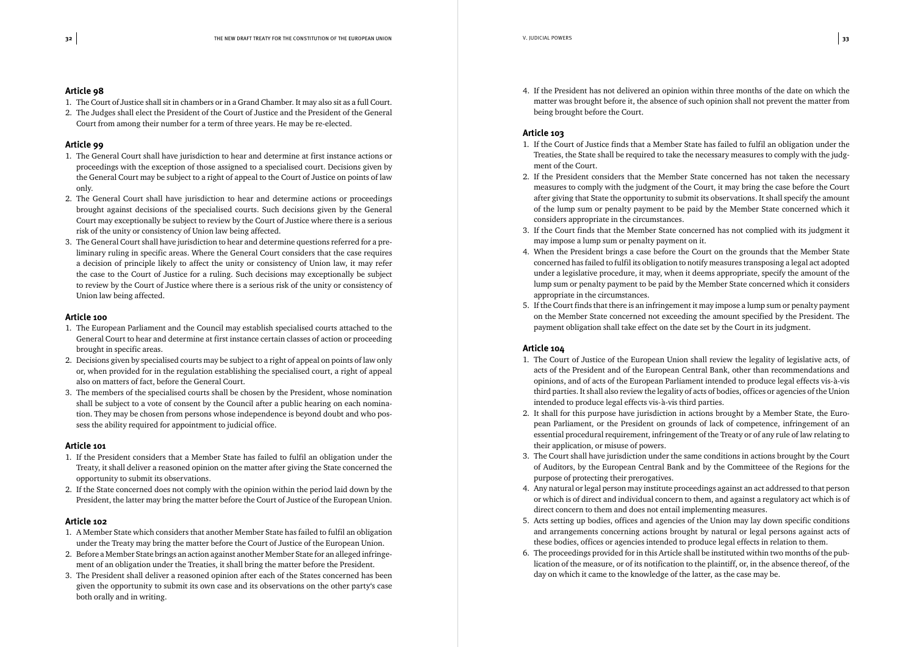### Article 98

1. The Court of Justice shall sit in chambers or in a Grand Chamber. It may also sit as a full Court.
2. The Judges shall elect the President of the Court of Justice and the President of the General Court from among their number for a term of three years. He may be re-elected.

### Article 99

1. The General Court shall have jurisdiction to hear and determine at first instance actions or proceedings with the exception of those assigned to a specialised court. Decisions given by the General Court may be subject to a right of appeal to the Court of Justice on points of law only.
2. The General Court shall have jurisdiction to hear and determine actions or proceedings brought against decisions of the specialised courts. Such decisions given by the General Court may exceptionally be subject to review by the Court of Justice where there is a serious risk of the unity or consistency of Union law being affected.
3. The General Court shall have jurisdiction to hear and determine questions referred for a preliminary ruling in specific areas. Where the General Court considers that the case requires a decision of principle likely to affect the unity or consistency of Union law, it may refer the case to the Court of Justice for a ruling. Such decisions may exceptionally be subject to review by the Court of Justice where there is a serious risk of the unity or consistency of Union law being affected.

### Article 100

1. The European Parliament and the Council may establish specialised courts attached to the General Court to hear and determine at first instance certain classes of action or proceeding brought in specific areas.
2. Decisions given by specialised courts may be subject to a right of appeal on points of law only or, when provided for in the regulation establishing the specialised court, a right of appeal also on matters of fact, before the General Court.
3. The members of the specialised courts shall be chosen by the President, whose nomination shall be subject to a vote of consent by the Council after a public hearing on each nomination. They may be chosen from persons whose independence is beyond doubt and who possess the ability required for appointment to judicial office.

### Article 101

1. If the President considers that a Member State has failed to fulfil an obligation under the Treaty, it shall deliver a reasoned opinion on the matter after giving the State concerned the opportunity to submit its observations.
2. If the State concerned does not comply with the opinion within the period laid down by the President, the latter may bring the matter before the Court of Justice of the European Union.

### Article 102

1. A Member State which considers that another Member State has failed to fulfil an obligation under the Treaty may bring the matter before the Court of Justice of the European Union.
2. Before a Member State brings an action against another Member State for an alleged infringement of an obligation under the Treaties, it shall bring the matter before the President.
3. The President shall deliver a reasoned opinion after each of the States concerned has been given the opportunity to submit its own case and its observations on the other party's case both orally and in writing.
4. If the President has not delivered an opinion within three months of the date on which the matter was brought before it, the absence of such opinion shall not prevent the matter from being brought before the Court.

### Article 103

1. If the Court of Justice finds that a Member State has failed to fulfil an obligation under the Treaties, the State shall be required to take the necessary measures to comply with the judgment of the Court.
2. If the President considers that the Member State concerned has not taken the necessary measures to comply with the judgment of the Court, it may bring the case before the Court after giving that State the opportunity to submit its observations. It shall specify the amount of the lump sum or penalty payment to be paid by the Member State concerned which it considers appropriate in the circumstances.
3. If the Court finds that the Member State concerned has not complied with its judgment it may impose a lump sum or penalty payment on it.
4. When the President brings a case before the Court on the grounds that the Member State concerned has failed to fulfil its obligation to notify measures transposing a legal act adopted under a legislative procedure, it may, when it deems appropriate, specify the amount of the lump sum or penalty payment to be paid by the Member State concerned which it considers appropriate in the circumstances.
5. If the Court finds that there is an infringement it may impose a lump sum or penalty payment on the Member State concerned not exceeding the amount specified by the President. The payment obligation shall take effect on the date set by the Court in its judgment.

### Article 104

1. The Court of Justice of the European Union shall review the legality of legislative acts, of acts of the President and of the European Central Bank, other than recommendations and opinions, and of acts of the European Parliament intended to produce legal effects vis-à-vis third parties. It shall also review the legality of acts of bodies, offices or agencies of the Union intended to produce legal effects vis-à-vis third parties.
2. It shall for this purpose have jurisdiction in actions brought by a Member State, the European Parliament, or the President on grounds of lack of competence, infringement of an essential procedural requirement, infringement of the Treaty or of any rule of law relating to their application, or misuse of powers.
3. The Court shall have jurisdiction under the same conditions in actions brought by the Court of Auditors, by the European Central Bank and by the Committeee of the Regions for the purpose of protecting their prerogatives.
4. Any natural or legal person may institute proceedings against an act addressed to that person or which is of direct and individual concern to them, and against a regulatory act which is of direct concern to them and does not entail implementing measures.
5. Acts setting up bodies, offices and agencies of the Union may lay down specific conditions and arrangements concerning actions brought by natural or legal persons against acts of these bodies, offices or agencies intended to produce legal effects in relation to them.
6. The proceedings provided for in this Article shall be instituted within two months of the publication of the measure, or of its notification to the plaintiff, or, in the absence thereof, of the day on which it came to the knowledge of the latter, as the case may be.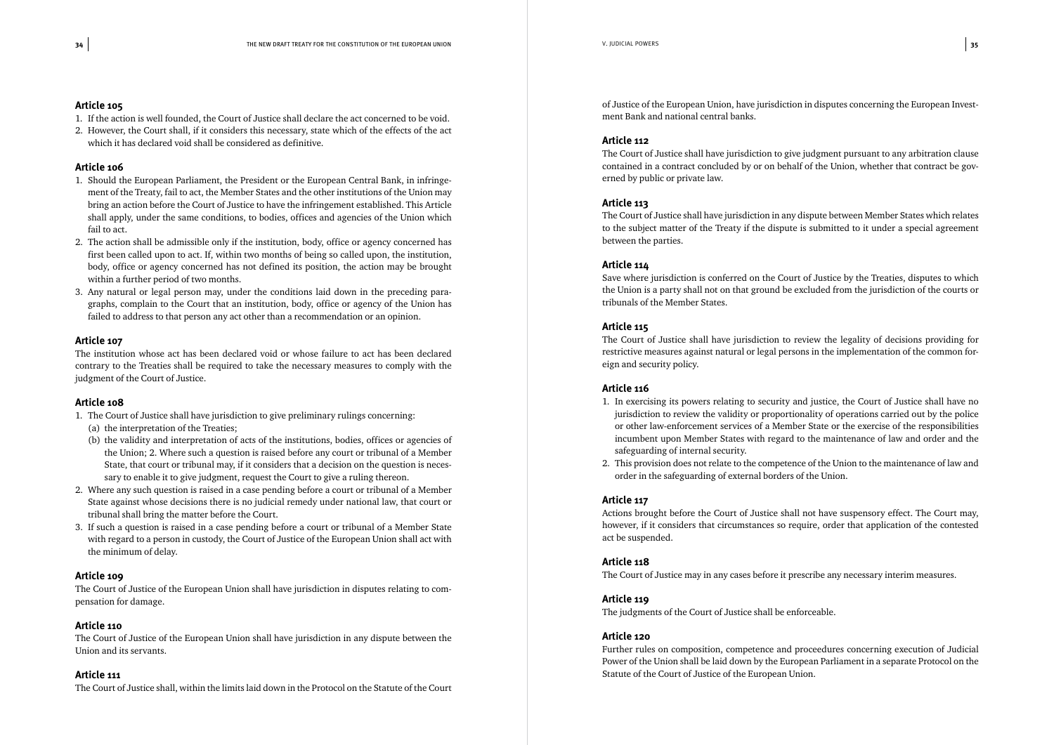## Article 105

1. If the action is well founded, the Court of Justice shall declare the act concerned to be void.
2. However, the Court shall, if it considers this necessary, state which of the effects of the act which it has declared void shall be considered as definitive.

## Article 106

1. Should the European Parliament, the President or the European Central Bank, in infringement of the Treaty, fail to act, the Member States and the other institutions of the Union may bring an action before the Court of Justice to have the infringement established. This Article shall apply, under the same conditions, to bodies, offices and agencies of the Union which fail to act.
2. The action shall be admissible only if the institution, body, office or agency concerned has first been called upon to act. If, within two months of being so called upon, the institution, body, office or agency concerned has not defined its position, the action may be brought within a further period of two months.
3. Any natural or legal person may, under the conditions laid down in the preceding paragraphs, complain to the Court that an institution, body, office or agency of the Union has failed to address to that person any act other than a recommendation or an opinion.

## Article 107

The institution whose act has been declared void or whose failure to act has been declared contrary to the Treaties shall be required to take the necessary measures to comply with the judgment of the Court of Justice.

## Article 108

1. The Court of Justice shall have jurisdiction to give preliminary rulings concerning:
   (a) the interpretation of the Treaties;
   (b) the validity and interpretation of acts of the institutions, bodies, offices or agencies of the Union; 2. Where such a question is raised before any court or tribunal of a Member State, that court or tribunal may, if it considers that a decision on the question is necessary to enable it to give judgment, request the Court to give a ruling thereon.
2. Where any such question is raised in a case pending before a court or tribunal of a Member State against whose decisions there is no judicial remedy under national law, that court or tribunal shall bring the matter before the Court.
3. If such a question is raised in a case pending before a court or tribunal of a Member State with regard to a person in custody, the Court of Justice of the European Union shall act with the minimum of delay.

## Article 109

The Court of Justice of the European Union shall have jurisdiction in disputes relating to compensation for damage.

## Article 110

The Court of Justice of the European Union shall have jurisdiction in any dispute between the Union and its servants.

## Article 111

The Court of Justice shall, within the limits laid down in the Protocol on the Statute of the Court of Justice of the European Union, have jurisdiction in disputes concerning the European Investment Bank and national central banks.

## Article 112

The Court of Justice shall have jurisdiction to give judgment pursuant to any arbitration clause contained in a contract concluded by or on behalf of the Union, whether that contract be governed by public or private law.

## Article 113

The Court of Justice shall have jurisdiction in any dispute between Member States which relates to the subject matter of the Treaty if the dispute is submitted to it under a special agreement between the parties.

## Article 114

Save where jurisdiction is conferred on the Court of Justice by the Treaties, disputes to which the Union is a party shall not on that ground be excluded from the jurisdiction of the courts or tribunals of the Member States.

## Article 115

The Court of Justice shall have jurisdiction to review the legality of decisions providing for restrictive measures against natural or legal persons in the implementation of the common foreign and security policy.

## Article 116

1. In exercising its powers relating to security and justice, the Court of Justice shall have no jurisdiction to review the validity or proportionality of operations carried out by the police or other law-enforcement services of a Member State or the exercise of the responsibilities incumbent upon Member States with regard to the maintenance of law and order and the safeguarding of internal security.
2. This provision does not relate to the competence of the Union to the maintenance of law and order in the safeguarding of external borders of the Union.

## Article 117

Actions brought before the Court of Justice shall not have suspensory effect. The Court may, however, if it considers that circumstances so require, order that application of the contested act be suspended.

## Article 118

The Court of Justice may in any cases before it prescribe any necessary interim measures.

## Article 119

The judgments of the Court of Justice shall be enforceable.

## Article 120

Further rules on composition, competence and proceedures concerning execution of Judicial Power of the Union shall be laid down by the European Parliament in a separate Protocol on the Statute of the Court of Justice of the European Union.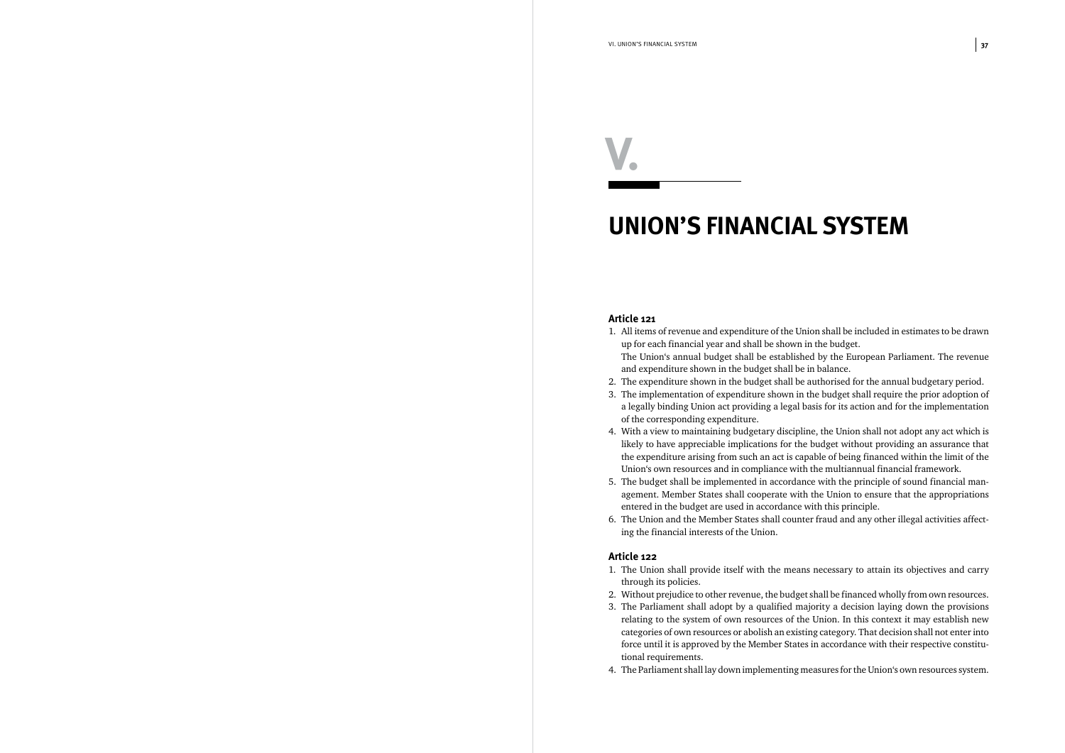# V.

# UNION'S FINANCIAL SYSTEM

### Article 121

1. All items of revenue and expenditure of the Union shall be included in estimates to be drawn up for each financial year and shall be shown in the budget.
   The Union's annual budget shall be established by the European Parliament. The revenue and expenditure shown in the budget shall be in balance.
2. The expenditure shown in the budget shall be authorised for the annual budgetary period.
3. The implementation of expenditure shown in the budget shall require the prior adoption of a legally binding Union act providing a legal basis for its action and for the implementation of the corresponding expenditure.
4. With a view to maintaining budgetary discipline, the Union shall not adopt any act which is likely to have appreciable implications for the budget without providing an assurance that the expenditure arising from such an act is capable of being financed within the limit of the Union's own resources and in compliance with the multiannual financial framework.
5. The budget shall be implemented in accordance with the principle of sound financial management. Member States shall cooperate with the Union to ensure that the appropriations entered in the budget are used in accordance with this principle.
6. The Union and the Member States shall counter fraud and any other illegal activities affecting the financial interests of the Union.

### Article 122

1. The Union shall provide itself with the means necessary to attain its objectives and carry through its policies.
2. Without prejudice to other revenue, the budget shall be financed wholly from own resources.
3. The Parliament shall adopt by a qualified majority a decision laying down the provisions relating to the system of own resources of the Union. In this context it may establish new categories of own resources or abolish an existing category. That decision shall not enter into force until it is approved by the Member States in accordance with their respective constitutional requirements.
4. The Parliament shall lay down implementing measures for the Union's own resources system.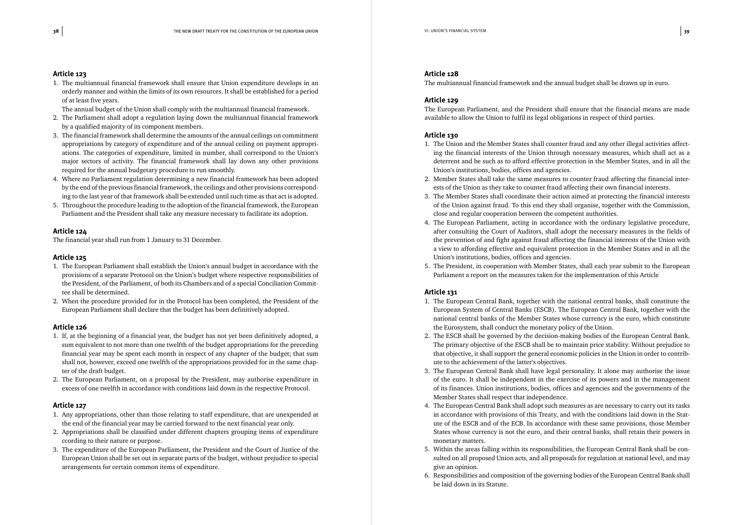## Article 123

1. The multiannual financial framework shall ensure that Union expenditure develops in an orderly manner and within the limits of its own resources. It shall be established for a period of at least five years.

   The annual budget of the Union shall comply with the multiannual financial framework.
2. The Parliament shall adopt a regulation laying down the multiannual financial framework by a qualified majority of its component members.
3. The financial framework shall determine the amounts of the annual ceilings on commitment appropriations by category of expenditure and of the annual ceiling on payment appropriations. The categories of expenditure, limited in number, shall correspond to the Union's major sectors of activity. The financial framework shall lay down any other provisions required for the annual budgetary procedure to run smoothly.
4. Where no Parliament regulation determining a new financial framework has been adopted by the end of the previous financial framework, the ceilings and other provisions corresponding to the last year of that framework shall be extended until such time as that act is adopted.
5. Throughout the procedure leading to the adoption of the financial framework, the European Parliament and the President shall take any measure necessary to facilitate its adoption.

## Article 124

The financial year shall run from 1 January to 31 December.

## Article 125

1. The European Parliament shall establish the Union's annual budget in accordance with the provisions of a separate Protocol on the Union's budget where respective responsibilities of the President, of the Parliament, of both its Chambers and of a special Conciliation Committee shall be determined.
2. When the procedure provided for in the Protocol has been completed, the President of the European Parliament shall declare that the budget has been definitively adopted.

## Article 126

1. If, at the beginning of a financial year, the budget has not yet been definitively adopted, a sum equivalent to not more than one twelfth of the budget appropriations for the preceding financial year may be spent each month in respect of any chapter of the budget; that sum shall not, however, exceed one twelfth of the appropriations provided for in the same chapter of the draft budget.
2. The European Parliament, on a proposal by the President, may authorise expenditure in excess of one twelfth in accordance with conditions laid down in the respective Protocol.

## Article 127

1. Any appropriations, other than those relating to staff expenditure, that are unexpended at the end of the financial year may be carried forward to the next financial year only.
2. Appropriations shall be classified under different chapters grouping items of expenditure ccording to their nature or purpose.
3. The expenditure of the European Parliament, the President and the Court of Justice of the European Union shall be set out in separate parts of the budget, without prejudice to special arrangements for certain common items of expenditure.

## Article 128

The multiannual financial framework and the annual budget shall be drawn up in euro.

## Article 129

The European Parliament, and the President shall ensure that the financial means are made available to allow the Union to fulfil its legal obligations in respect of third parties.

## Article 130

1. The Union and the Member States shall counter fraud and any other illegal activities affecting the financial interests of the Union through necessary measures, which shall act as a deterrent and be such as to afford effective protection in the Member States, and in all the Union's institutions, bodies, offices and agencies.
2. Member States shall take the same measures to counter fraud affecting the financial interests of the Union as they take to counter fraud affecting their own financial interests.
3. The Member States shall coordinate their action aimed at protecting the financial interests of the Union against fraud. To this end they shall organise, together with the Commission, close and regular cooperation between the competent authorities.
4. The European Parliament, acting in accordance with the ordinary legislative procedure, after consulting the Court of Auditors, shall adopt the necessary measures in the fields of the prevention of and fight against fraud affecting the financial interests of the Union with a view to affording effective and equivalent protection in the Member States and in all the Union's institutions, bodies, offices and agencies.
5. The President, in cooperation with Member States, shall each year submit to the European Parliament a report on the measures taken for the implementation of this Article

## Article 131

1. The European Central Bank, together with the national central banks, shall constitute the European System of Central Banks (ESCB). The European Central Bank, together with the national central banks of the Member States whose currency is the euro, which constitute the Eurosystem, shall conduct the monetary policy of the Union.
2. The ESCB shall be governed by the decision-making bodies of the European Central Bank. The primary objective of the ESCB shall be to maintain price stability. Without prejudice to that objective, it shall support the general economic policies in the Union in order to contribute to the achievement of the latter's objectives.
3. The European Central Bank shall have legal personality. It alone may authorise the issue of the euro. It shall be independent in the exercise of its powers and in the management of its finances. Union institutions, bodies, offices and agencies and the governments of the Member States shall respect that independence.
4. The European Central Bank shall adopt such measures as are necessary to carry out its tasks in accordance with provisions of this Treaty, and with the conditions laid down in the Statute of the ESCB and of the ECB. In accordance with these same provisions, those Member States whose currency is not the euro, and their central banks, shall retain their powers in monetary matters.
5. Within the areas falling within its responsibilities, the European Central Bank shall be consulted on all proposed Union acts, and all proposals for regulation at national level, and may give an opinion.
6. Responsibilities and composition of the governing bodies of the European Central Bank shall be laid down in its Statute.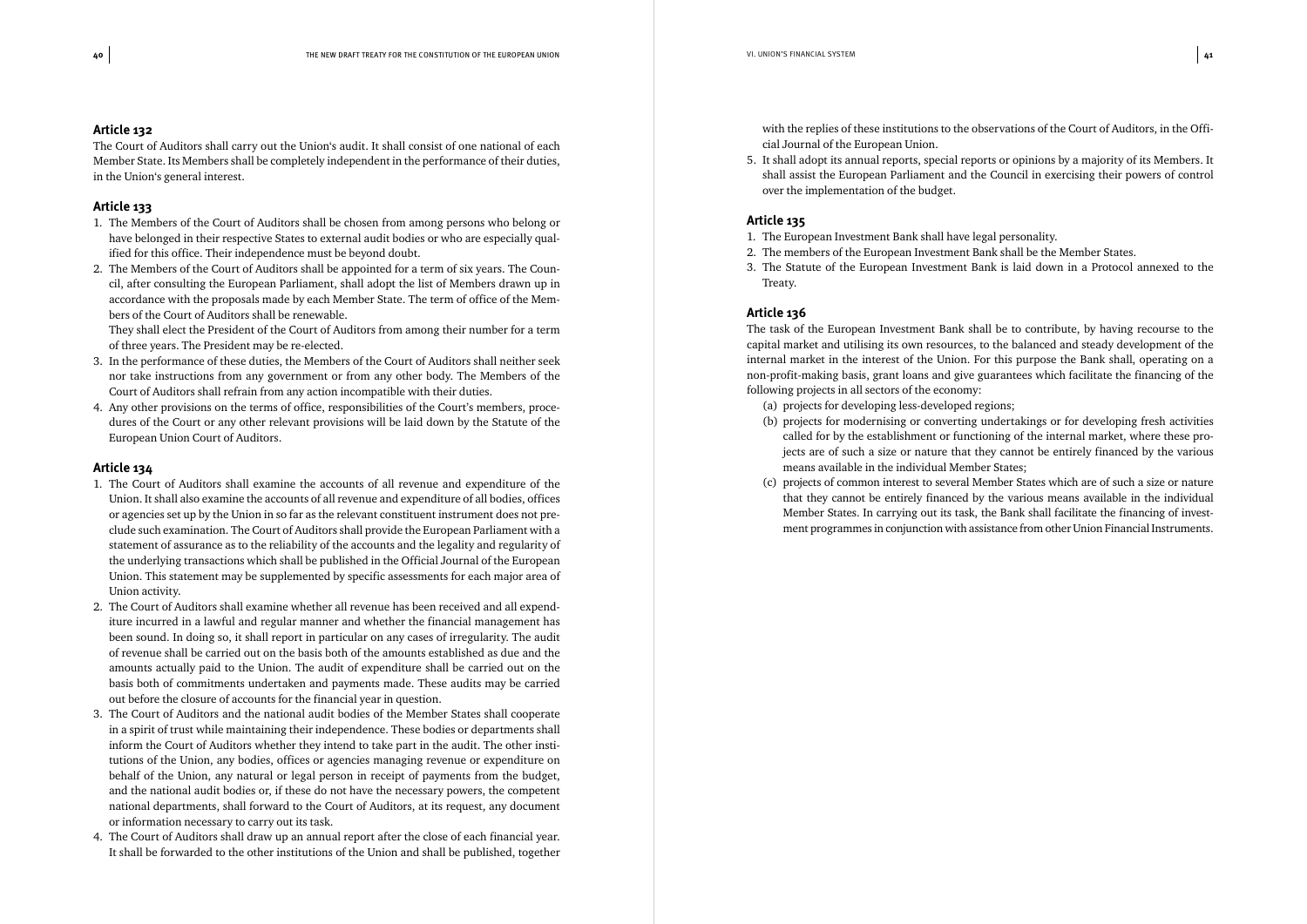### Article 132

The Court of Auditors shall carry out the Union's audit. It shall consist of one national of each Member State. Its Members shall be completely independent in the performance of their duties, in the Union's general interest.

### Article 133

1. The Members of the Court of Auditors shall be chosen from among persons who belong or have belonged in their respective States to external audit bodies or who are especially qualified for this office. Their independence must be beyond doubt.
2. The Members of the Court of Auditors shall be appointed for a term of six years. The Council, after consulting the European Parliament, shall adopt the list of Members drawn up in accordance with the proposals made by each Member State. The term of office of the Members of the Court of Auditors shall be renewable.

   They shall elect the President of the Court of Auditors from among their number for a term of three years. The President may be re-elected.
3. In the performance of these duties, the Members of the Court of Auditors shall neither seek nor take instructions from any government or from any other body. The Members of the Court of Auditors shall refrain from any action incompatible with their duties.
4. Any other provisions on the terms of office, responsibilities of the Court's members, procedures of the Court or any other relevant provisions will be laid down by the Statute of the European Union Court of Auditors.

### Article 134

1. The Court of Auditors shall examine the accounts of all revenue and expenditure of the Union. It shall also examine the accounts of all revenue and expenditure of all bodies, offices or agencies set up by the Union in so far as the relevant constituent instrument does not preclude such examination. The Court of Auditors shall provide the European Parliament with a statement of assurance as to the reliability of the accounts and the legality and regularity of the underlying transactions which shall be published in the Official Journal of the European Union. This statement may be supplemented by specific assessments for each major area of Union activity.
2. The Court of Auditors shall examine whether all revenue has been received and all expenditure incurred in a lawful and regular manner and whether the financial management has been sound. In doing so, it shall report in particular on any cases of irregularity. The audit of revenue shall be carried out on the basis both of the amounts established as due and the amounts actually paid to the Union. The audit of expenditure shall be carried out on the basis both of commitments undertaken and payments made. These audits may be carried out before the closure of accounts for the financial year in question.
3. The Court of Auditors and the national audit bodies of the Member States shall cooperate in a spirit of trust while maintaining their independence. These bodies or departments shall inform the Court of Auditors whether they intend to take part in the audit. The other institutions of the Union, any bodies, offices or agencies managing revenue or expenditure on behalf of the Union, any natural or legal person in receipt of payments from the budget, and the national audit bodies or, if these do not have the necessary powers, the competent national departments, shall forward to the Court of Auditors, at its request, any document or information necessary to carry out its task.
4. The Court of Auditors shall draw up an annual report after the close of each financial year. It shall be forwarded to the other institutions of the Union and shall be published, together with the replies of these institutions to the observations of the Court of Auditors, in the Official Journal of the European Union.
5. It shall adopt its annual reports, special reports or opinions by a majority of its Members. It shall assist the European Parliament and the Council in exercising their powers of control over the implementation of the budget.

### Article 135

1. The European Investment Bank shall have legal personality.
2. The members of the European Investment Bank shall be the Member States.
3. The Statute of the European Investment Bank is laid down in a Protocol annexed to the Treaty.

### Article 136

The task of the European Investment Bank shall be to contribute, by having recourse to the capital market and utilising its own resources, to the balanced and steady development of the internal market in the interest of the Union. For this purpose the Bank shall, operating on a non-profit-making basis, grant loans and give guarantees which facilitate the financing of the following projects in all sectors of the economy:

(a) projects for developing less-developed regions;

(b) projects for modernising or converting undertakings or for developing fresh activities called for by the establishment or functioning of the internal market, where these projects are of such a size or nature that they cannot be entirely financed by the various means available in the individual Member States;

(c) projects of common interest to several Member States which are of such a size or nature that they cannot be entirely financed by the various means available in the individual Member States. In carrying out its task, the Bank shall facilitate the financing of investment programmes in conjunction with assistance from other Union Financial Instruments.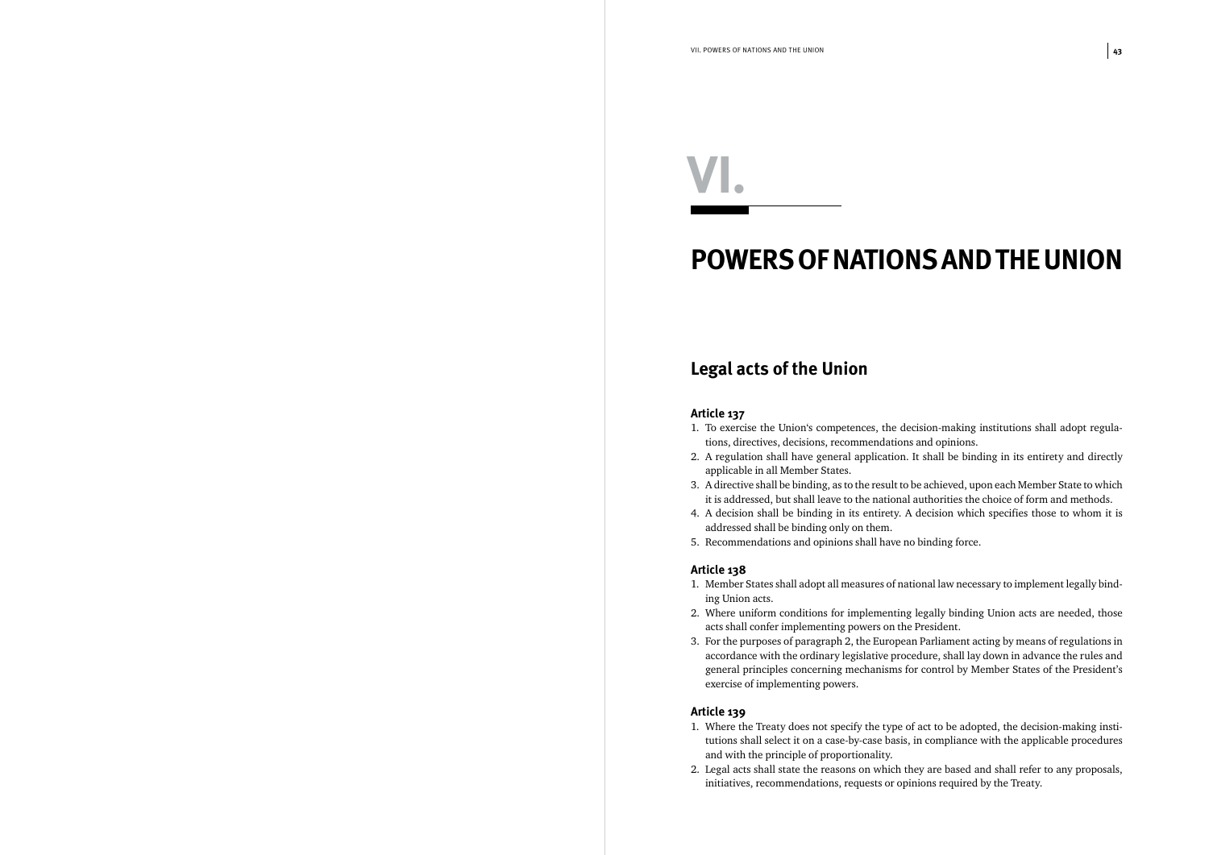# VI.

# POWERS OF NATIONS AND THE UNION

## Legal acts of the Union

### Article 137

1. To exercise the Union's competences, the decision-making institutions shall adopt regulations, directives, decisions, recommendations and opinions.
2. A regulation shall have general application. It shall be binding in its entirety and directly applicable in all Member States.
3. A directive shall be binding, as to the result to be achieved, upon each Member State to which it is addressed, but shall leave to the national authorities the choice of form and methods.
4. A decision shall be binding in its entirety. A decision which specifies those to whom it is addressed shall be binding only on them.
5. Recommendations and opinions shall have no binding force.

### Article 138

1. Member States shall adopt all measures of national law necessary to implement legally binding Union acts.
2. Where uniform conditions for implementing legally binding Union acts are needed, those acts shall confer implementing powers on the President.
3. For the purposes of paragraph 2, the European Parliament acting by means of regulations in accordance with the ordinary legislative procedure, shall lay down in advance the rules and general principles concerning mechanisms for control by Member States of the President's exercise of implementing powers.

### Article 139

1. Where the Treaty does not specify the type of act to be adopted, the decision-making institutions shall select it on a case-by-case basis, in compliance with the applicable procedures and with the principle of proportionality.
2. Legal acts shall state the reasons on which they are based and shall refer to any proposals, initiatives, recommendations, requests or opinions required by the Treaty.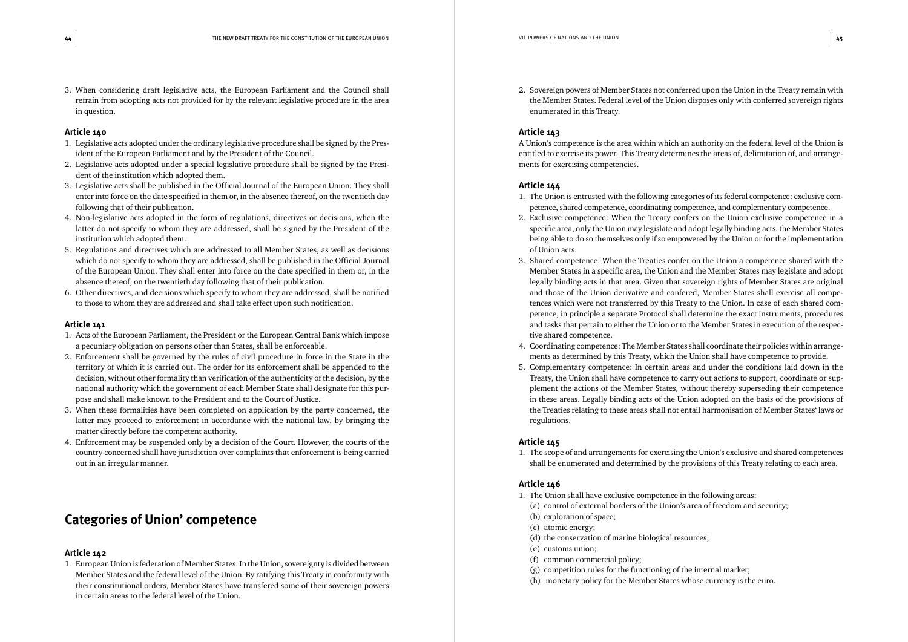3. When considering draft legislative acts, the European Parliament and the Council shall refrain from adopting acts not provided for by the relevant legislative procedure in the area in question.

### Article 140

1. Legislative acts adopted under the ordinary legislative procedure shall be signed by the President of the European Parliament and by the President of the Council.
2. Legislative acts adopted under a special legislative procedure shall be signed by the President of the institution which adopted them.
3. Legislative acts shall be published in the Official Journal of the European Union. They shall enter into force on the date specified in them or, in the absence thereof, on the twentieth day following that of their publication.
4. Non-legislative acts adopted in the form of regulations, directives or decisions, when the latter do not specify to whom they are addressed, shall be signed by the President of the institution which adopted them.
5. Regulations and directives which are addressed to all Member States, as well as decisions which do not specify to whom they are addressed, shall be published in the Official Journal of the European Union. They shall enter into force on the date specified in them or, in the absence thereof, on the twentieth day following that of their publication.
6. Other directives, and decisions which specify to whom they are addressed, shall be notified to those to whom they are addressed and shall take effect upon such notification.

### Article 141

1. Acts of the European Parliament, the President or the European Central Bank which impose a pecuniary obligation on persons other than States, shall be enforceable.
2. Enforcement shall be governed by the rules of civil procedure in force in the State in the territory of which it is carried out. The order for its enforcement shall be appended to the decision, without other formality than verification of the authenticity of the decision, by the national authority which the government of each Member State shall designate for this purpose and shall make known to the President and to the Court of Justice.
3. When these formalities have been completed on application by the party concerned, the latter may proceed to enforcement in accordance with the national law, by bringing the matter directly before the competent authority.
4. Enforcement may be suspended only by a decision of the Court. However, the courts of the country concerned shall have jurisdiction over complaints that enforcement is being carried out in an irregular manner.

## Categories of Union' competence

### Article 142

1. European Union is federation of Member States. In the Union, sovereignty is divided between Member States and the federal level of the Union. By ratifying this Treaty in conformity with their constitutional orders, Member States have transfered some of their sovereign powers in certain areas to the federal level of the Union.
2. Sovereign powers of Member States not conferred upon the Union in the Treaty remain with the Member States. Federal level of the Union disposes only with conferred sovereign rights enumerated in this Treaty.

### Article 143

A Union's competence is the area within which an authority on the federal level of the Union is entitled to exercise its power. This Treaty determines the areas of, delimitation of, and arrangements for exercising competencies.

### Article 144

1. The Union is entrusted with the following categories of its federal competence: exclusive competence, shared competence, coordinating competence, and complementary competence.
2. Exclusive competence: When the Treaty confers on the Union exclusive competence in a specific area, only the Union may legislate and adopt legally binding acts, the Member States being able to do so themselves only if so empowered by the Union or for the implementation of Union acts.
3. Shared competence: When the Treaties confer on the Union a competence shared with the Member States in a specific area, the Union and the Member States may legislate and adopt legally binding acts in that area. Given that sovereign rights of Member States are original and those of the Union derivative and confered, Member States shall exercise all competences which were not transferred by this Treaty to the Union. In case of each shared competence, in principle a separate Protocol shall determine the exact instruments, procedures and tasks that pertain to either the Union or to the Member States in execution of the respective shared competence.
4. Coordinating competence: The Member States shall coordinate their policies within arrangements as determined by this Treaty, which the Union shall have competence to provide.
5. Complementary competence: In certain areas and under the conditions laid down in the Treaty, the Union shall have competence to carry out actions to support, coordinate or supplement the actions of the Member States, without thereby superseding their competence in these areas. Legally binding acts of the Union adopted on the basis of the provisions of the Treaties relating to these areas shall not entail harmonisation of Member States' laws or regulations.

### Article 145

1. The scope of and arrangements for exercising the Union's exclusive and shared competences shall be enumerated and determined by the provisions of this Treaty relating to each area.

### Article 146

1. The Union shall have exclusive competence in the following areas:
   (a) control of external borders of the Union's area of freedom and security;
   (b) exploration of space;
   (c) atomic energy;
   (d) the conservation of marine biological resources;
   (e) customs union;
   (f) common commercial policy;
   (g) competition rules for the functioning of the internal market;
   (h) monetary policy for the Member States whose currency is the euro.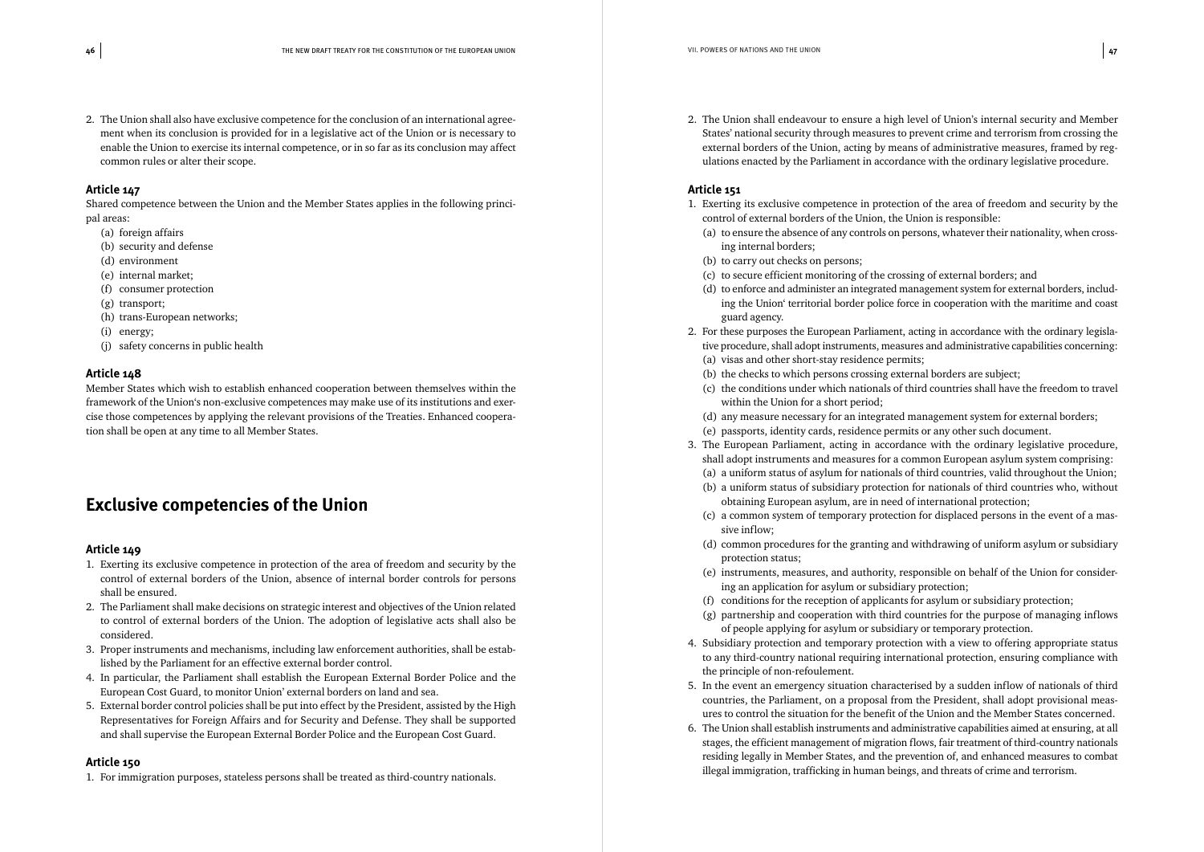2. The Union shall also have exclusive competence for the conclusion of an international agreement when its conclusion is provided for in a legislative act of the Union or is necessary to enable the Union to exercise its internal competence, or in so far as its conclusion may affect common rules or alter their scope.

### Article 147

Shared competence between the Union and the Member States applies in the following principal areas:

(a) foreign affairs
(b) security and defense
(d) environment
(e) internal market;
(f) consumer protection
(g) transport;
(h) trans-European networks;
(i) energy;
(j) safety concerns in public health

### Article 148

Member States which wish to establish enhanced cooperation between themselves within the framework of the Union's non-exclusive competences may make use of its institutions and exercise those competences by applying the relevant provisions of the Treaties. Enhanced cooperation shall be open at any time to all Member States.

## Exclusive competencies of the Union

### Article 149

1. Exerting its exclusive competence in protection of the area of freedom and security by the control of external borders of the Union, absence of internal border controls for persons shall be ensured.
2. The Parliament shall make decisions on strategic interest and objectives of the Union related to control of external borders of the Union. The adoption of legislative acts shall also be considered.
3. Proper instruments and mechanisms, including law enforcement authorities, shall be established by the Parliament for an effective external border control.
4. In particular, the Parliament shall establish the European External Border Police and the European Cost Guard, to monitor Union' external borders on land and sea.
5. External border control policies shall be put into effect by the President, assisted by the High Representatives for Foreign Affairs and for Security and Defense. They shall be supported and shall supervise the European External Border Police and the European Cost Guard.

### Article 150

1. For immigration purposes, stateless persons shall be treated as third-country nationals.
2. The Union shall endeavour to ensure a high level of Union's internal security and Member States' national security through measures to prevent crime and terrorism from crossing the external borders of the Union, acting by means of administrative measures, framed by regulations enacted by the Parliament in accordance with the ordinary legislative procedure.

### Article 151

1. Exerting its exclusive competence in protection of the area of freedom and security by the control of external borders of the Union, the Union is responsible:
   (a) to ensure the absence of any controls on persons, whatever their nationality, when crossing internal borders;
   (b) to carry out checks on persons;
   (c) to secure efficient monitoring of the crossing of external borders; and
   (d) to enforce and administer an integrated management system for external borders, including the Union' territorial border police force in cooperation with the maritime and coast guard agency.
2. For these purposes the European Parliament, acting in accordance with the ordinary legislative procedure, shall adopt instruments, measures and administrative capabilities concerning:
   (a) visas and other short-stay residence permits;
   (b) the checks to which persons crossing external borders are subject;
   (c) the conditions under which nationals of third countries shall have the freedom to travel within the Union for a short period;
   (d) any measure necessary for an integrated management system for external borders;
   (e) passports, identity cards, residence permits or any other such document.
3. The European Parliament, acting in accordance with the ordinary legislative procedure, shall adopt instruments and measures for a common European asylum system comprising:
   (a) a uniform status of asylum for nationals of third countries, valid throughout the Union;
   (b) a uniform status of subsidiary protection for nationals of third countries who, without obtaining European asylum, are in need of international protection;
   (c) a common system of temporary protection for displaced persons in the event of a massive inflow;
   (d) common procedures for the granting and withdrawing of uniform asylum or subsidiary protection status;
   (e) instruments, measures, and authority, responsible on behalf of the Union for considering an application for asylum or subsidiary protection;
   (f) conditions for the reception of applicants for asylum or subsidiary protection;
   (g) partnership and cooperation with third countries for the purpose of managing inflows of people applying for asylum or subsidiary or temporary protection.
4. Subsidiary protection and temporary protection with a view to offering appropriate status to any third-country national requiring international protection, ensuring compliance with the principle of non-refoulement.
5. In the event an emergency situation characterised by a sudden inflow of nationals of third countries, the Parliament, on a proposal from the President, shall adopt provisional measures to control the situation for the benefit of the Union and the Member States concerned.
6. The Union shall establish instruments and administrative capabilities aimed at ensuring, at all stages, the efficient management of migration flows, fair treatment of third-country nationals residing legally in Member States, and the prevention of, and enhanced measures to combat illegal immigration, trafficking in human beings, and threats of crime and terrorism.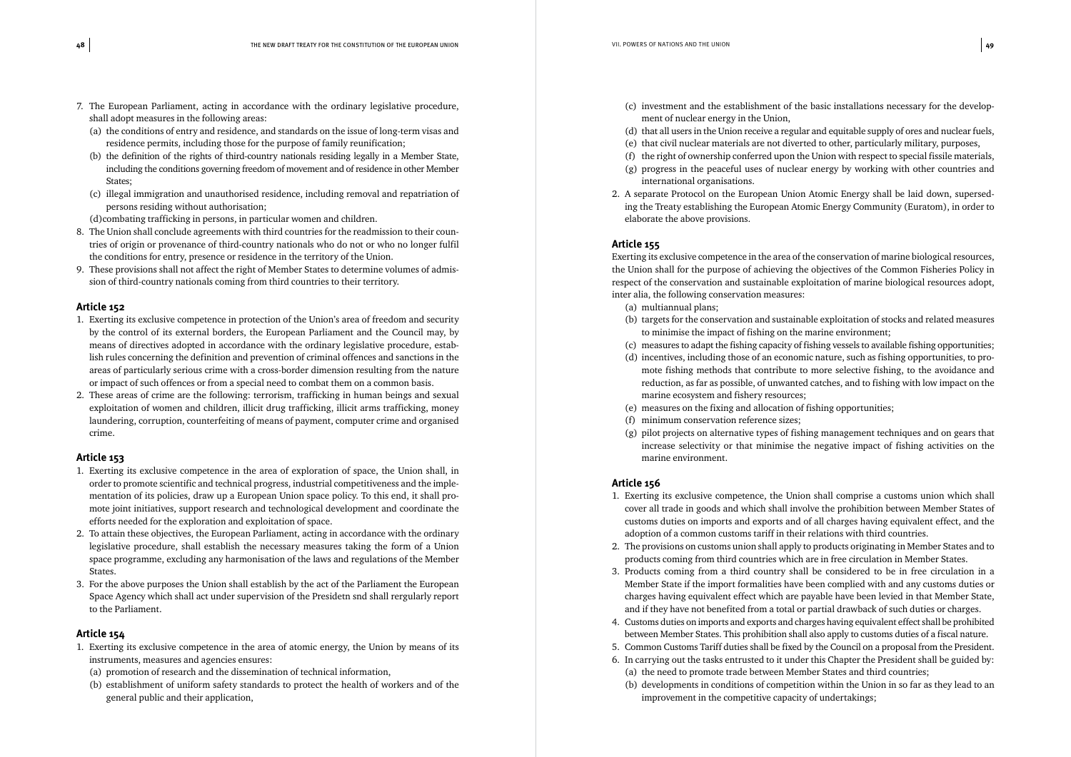7. The European Parliament, acting in accordance with the ordinary legislative procedure, shall adopt measures in the following areas:
   (a) the conditions of entry and residence, and standards on the issue of long-term visas and residence permits, including those for the purpose of family reunification;
   (b) the definition of the rights of third-country nationals residing legally in a Member State, including the conditions governing freedom of movement and of residence in other Member States;
   (c) illegal immigration and unauthorised residence, including removal and repatriation of persons residing without authorisation;
   (d)combating trafficking in persons, in particular women and children.
8. The Union shall conclude agreements with third countries for the readmission to their countries of origin or provenance of third-country nationals who do not or who no longer fulfil the conditions for entry, presence or residence in the territory of the Union.
9. These provisions shall not affect the right of Member States to determine volumes of admission of third-country nationals coming from third countries to their territory.

## Article 152

1. Exerting its exclusive competence in protection of the Union's area of freedom and security by the control of its external borders, the European Parliament and the Council may, by means of directives adopted in accordance with the ordinary legislative procedure, establish rules concerning the definition and prevention of criminal offences and sanctions in the areas of particularly serious crime with a cross-border dimension resulting from the nature or impact of such offences or from a special need to combat them on a common basis.
2. These areas of crime are the following: terrorism, trafficking in human beings and sexual exploitation of women and children, illicit drug trafficking, illicit arms trafficking, money laundering, corruption, counterfeiting of means of payment, computer crime and organised crime.

## Article 153

1. Exerting its exclusive competence in the area of exploration of space, the Union shall, in order to promote scientific and technical progress, industrial competitiveness and the implementation of its policies, draw up a European Union space policy. To this end, it shall promote joint initiatives, support research and technological development and coordinate the efforts needed for the exploration and exploitation of space.
2. To attain these objectives, the European Parliament, acting in accordance with the ordinary legislative procedure, shall establish the necessary measures taking the form of a Union space programme, excluding any harmonisation of the laws and regulations of the Member States.
3. For the above purposes the Union shall establish by the act of the Parliament the European Space Agency which shall act under supervision of the Presidetn snd shall rergularly report to the Parliament.

## Article 154

1. Exerting its exclusive competence in the area of atomic energy, the Union by means of its instruments, measures and agencies ensures:
   (a) promotion of research and the dissemination of technical information,
   (b) establishment of uniform safety standards to protect the health of workers and of the general public and their application,
   (c) investment and the establishment of the basic installations necessary for the development of nuclear energy in the Union,
   (d) that all users in the Union receive a regular and equitable supply of ores and nuclear fuels,
   (e) that civil nuclear materials are not diverted to other, particularly military, purposes,
   (f) the right of ownership conferred upon the Union with respect to special fissile materials,
   (g) progress in the peaceful uses of nuclear energy by working with other countries and international organisations.
2. A separate Protocol on the European Union Atomic Energy shall be laid down, superseding the Treaty establishing the European Atomic Energy Community (Euratom), in order to elaborate the above provisions.

## Article 155

Exerting its exclusive competence in the area of the conservation of marine biological resources, the Union shall for the purpose of achieving the objectives of the Common Fisheries Policy in respect of the conservation and sustainable exploitation of marine biological resources adopt, inter alia, the following conservation measures:

(a) multiannual plans;
(b) targets for the conservation and sustainable exploitation of stocks and related measures to minimise the impact of fishing on the marine environment;
(c) measures to adapt the fishing capacity of fishing vessels to available fishing opportunities;
(d) incentives, including those of an economic nature, such as fishing opportunities, to promote fishing methods that contribute to more selective fishing, to the avoidance and reduction, as far as possible, of unwanted catches, and to fishing with low impact on the marine ecosystem and fishery resources;
(e) measures on the fixing and allocation of fishing opportunities;
(f) minimum conservation reference sizes;
(g) pilot projects on alternative types of fishing management techniques and on gears that increase selectivity or that minimise the negative impact of fishing activities on the marine environment.

## Article 156

1. Exerting its exclusive competence, the Union shall comprise a customs union which shall cover all trade in goods and which shall involve the prohibition between Member States of customs duties on imports and exports and of all charges having equivalent effect, and the adoption of a common customs tariff in their relations with third countries.
2. The provisions on customs union shall apply to products originating in Member States and to products coming from third countries which are in free circulation in Member States.
3. Products coming from a third country shall be considered to be in free circulation in a Member State if the import formalities have been complied with and any customs duties or charges having equivalent effect which are payable have been levied in that Member State, and if they have not benefited from a total or partial drawback of such duties or charges.
4. Customs duties on imports and exports and charges having equivalent effect shall be prohibited between Member States. This prohibition shall also apply to customs duties of a fiscal nature.
5. Common Customs Tariff duties shall be fixed by the Council on a proposal from the President.
6. In carrying out the tasks entrusted to it under this Chapter the President shall be guided by:
   (a) the need to promote trade between Member States and third countries;
   (b) developments in conditions of competition within the Union in so far as they lead to an improvement in the competitive capacity of undertakings;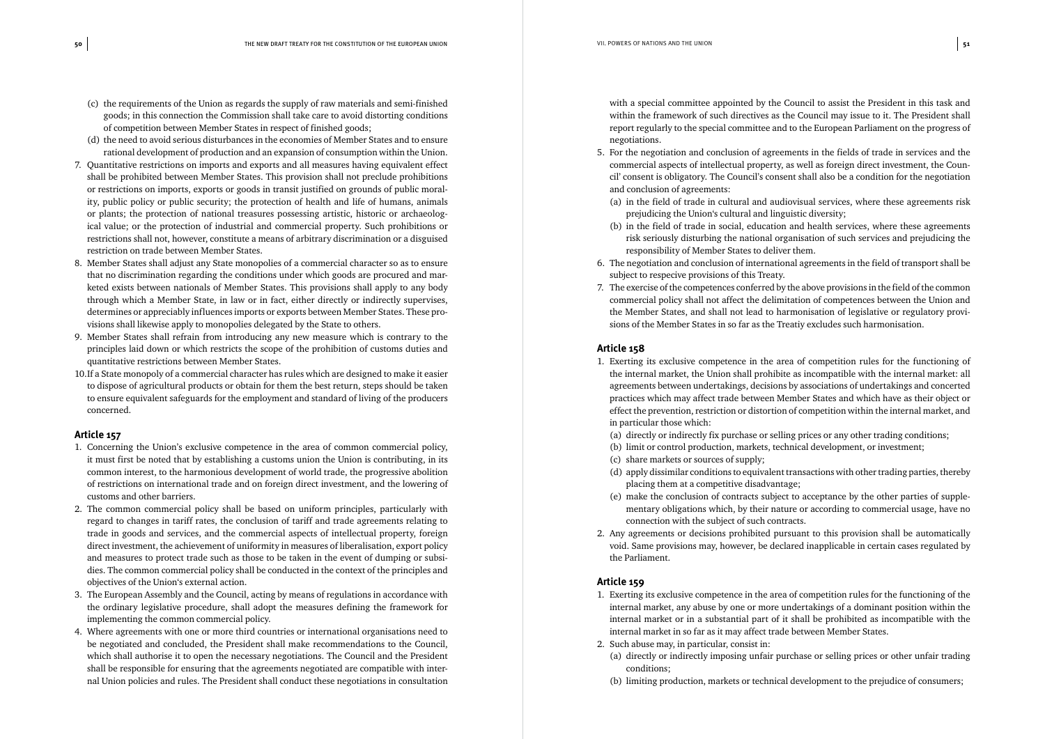(c) the requirements of the Union as regards the supply of raw materials and semi-finished goods; in this connection the Commission shall take care to avoid distorting conditions of competition between Member States in respect of finished goods;

(d) the need to avoid serious disturbances in the economies of Member States and to ensure rational development of production and an expansion of consumption within the Union.

7. Quantitative restrictions on imports and exports and all measures having equivalent effect shall be prohibited between Member States. This provision shall not preclude prohibitions or restrictions on imports, exports or goods in transit justified on grounds of public morality, public policy or public security; the protection of health and life of humans, animals or plants; the protection of national treasures possessing artistic, historic or archaeological value; or the protection of industrial and commercial property. Such prohibitions or restrictions shall not, however, constitute a means of arbitrary discrimination or a disguised restriction on trade between Member States.

8. Member States shall adjust any State monopolies of a commercial character so as to ensure that no discrimination regarding the conditions under which goods are procured and marketed exists between nationals of Member States. This provisions shall apply to any body through which a Member State, in law or in fact, either directly or indirectly supervises, determines or appreciably influences imports or exports between Member States. These provisions shall likewise apply to monopolies delegated by the State to others.

9. Member States shall refrain from introducing any new measure which is contrary to the principles laid down or which restricts the scope of the prohibition of customs duties and quantitative restrictions between Member States.

10. If a State monopoly of a commercial character has rules which are designed to make it easier to dispose of agricultural products or obtain for them the best return, steps should be taken to ensure equivalent safeguards for the employment and standard of living of the producers concerned.

### Article 157

1. Concerning the Union's exclusive competence in the area of common commercial policy, it must first be noted that by establishing a customs union the Union is contributing, in its common interest, to the harmonious development of world trade, the progressive abolition of restrictions on international trade and on foreign direct investment, and the lowering of customs and other barriers.

2. The common commercial policy shall be based on uniform principles, particularly with regard to changes in tariff rates, the conclusion of tariff and trade agreements relating to trade in goods and services, and the commercial aspects of intellectual property, foreign direct investment, the achievement of uniformity in measures of liberalisation, export policy and measures to protect trade such as those to be taken in the event of dumping or subsidies. The common commercial policy shall be conducted in the context of the principles and objectives of the Union's external action.

3. The European Assembly and the Council, acting by means of regulations in accordance with the ordinary legislative procedure, shall adopt the measures defining the framework for implementing the common commercial policy.

4. Where agreements with one or more third countries or international organisations need to be negotiated and concluded, the President shall make recommendations to the Council, which shall authorise it to open the necessary negotiations. The Council and the President shall be responsible for ensuring that the agreements negotiated are compatible with internal Union policies and rules. The President shall conduct these negotiations in consultation with a special committee appointed by the Council to assist the President in this task and within the framework of such directives as the Council may issue to it. The President shall report regularly to the special committee and to the European Parliament on the progress of negotiations.

5. For the negotiation and conclusion of agreements in the fields of trade in services and the commercial aspects of intellectual property, as well as foreign direct investment, the Council' consent is obligatory. The Council's consent shall also be a condition for the negotiation and conclusion of agreements:

   (a) in the field of trade in cultural and audiovisual services, where these agreements risk prejudicing the Union's cultural and linguistic diversity;

   (b) in the field of trade in social, education and health services, where these agreements risk seriously disturbing the national organisation of such services and prejudicing the responsibility of Member States to deliver them.

6. The negotiation and conclusion of international agreements in the field of transport shall be subject to respecive provisions of this Treaty.

7. The exercise of the competences conferred by the above provisions in the field of the common commercial policy shall not affect the delimitation of competences between the Union and the Member States, and shall not lead to harmonisation of legislative or regulatory provisions of the Member States in so far as the Treatiy excludes such harmonisation.

### Article 158

1. Exerting its exclusive competence in the area of competition rules for the functioning of the internal market, the Union shall prohibite as incompatible with the internal market: all agreements between undertakings, decisions by associations of undertakings and concerted practices which may affect trade between Member States and which have as their object or effect the prevention, restriction or distortion of competition within the internal market, and in particular those which:

   (a) directly or indirectly fix purchase or selling prices or any other trading conditions;

   (b) limit or control production, markets, technical development, or investment;

   (c) share markets or sources of supply;

   (d) apply dissimilar conditions to equivalent transactions with other trading parties, thereby placing them at a competitive disadvantage;

   (e) make the conclusion of contracts subject to acceptance by the other parties of supplementary obligations which, by their nature or according to commercial usage, have no connection with the subject of such contracts.

2. Any agreements or decisions prohibited pursuant to this provision shall be automatically void. Same provisions may, however, be declared inapplicable in certain cases regulated by the Parliament.

### Article 159

1. Exerting its exclusive competence in the area of competition rules for the functioning of the internal market, any abuse by one or more undertakings of a dominant position within the internal market or in a substantial part of it shall be prohibited as incompatible with the internal market in so far as it may affect trade between Member States.

2. Such abuse may, in particular, consist in:

   (a) directly or indirectly imposing unfair purchase or selling prices or other unfair trading conditions;

   (b) limiting production, markets or technical development to the prejudice of consumers;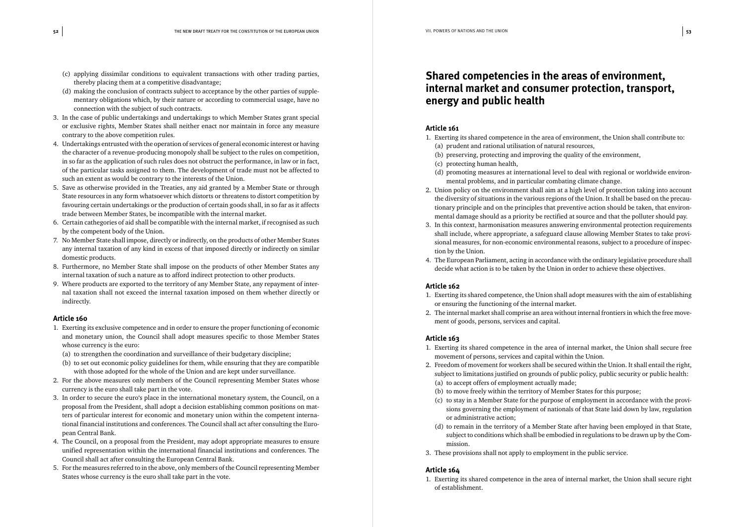(c) applying dissimilar conditions to equivalent transactions with other trading parties, thereby placing them at a competitive disadvantage;
(d) making the conclusion of contracts subject to acceptance by the other parties of supplementary obligations which, by their nature or according to commercial usage, have no connection with the subject of such contracts.

3. In the case of public undertakings and undertakings to which Member States grant special or exclusive rights, Member States shall neither enact nor maintain in force any measure contrary to the above competition rules.
4. Undertakings entrusted with the operation of services of general economic interest or having the character of a revenue-producing monopoly shall be subject to the rules on competition, in so far as the application of such rules does not obstruct the performance, in law or in fact, of the particular tasks assigned to them. The development of trade must not be affected to such an extent as would be contrary to the interests of the Union.
5. Save as otherwise provided in the Treaties, any aid granted by a Member State or through State resources in any form whatsoever which distorts or threatens to distort competition by favouring certain undertakings or the production of certain goods shall, in so far as it affects trade between Member States, be incompatible with the internal market.
6. Certain cathegories of aid shall be compatible with the internal market, if recognised as such by the competent body of the Union.
7. No Member State shall impose, directly or indirectly, on the products of other Member States any internal taxation of any kind in excess of that imposed directly or indirectly on similar domestic products.
8. Furthermore, no Member State shall impose on the products of other Member States any internal taxation of such a nature as to afford indirect protection to other products.
9. Where products are exported to the territory of any Member State, any repayment of internal taxation shall not exceed the internal taxation imposed on them whether directly or indirectly.

### Article 160

1. Exerting its exclusive competence and in order to ensure the proper functioning of economic and monetary union, the Council shall adopt measures specific to those Member States whose currency is the euro:
   (a) to strengthen the coordination and surveillance of their budgetary discipline;
   (b) to set out economic policy guidelines for them, while ensuring that they are compatible with those adopted for the whole of the Union and are kept under surveillance.
2. For the above measures only members of the Council representing Member States whose currency is the euro shall take part in the vote.
3. In order to secure the euro's place in the international monetary system, the Council, on a proposal from the President, shall adopt a decision establishing common positions on matters of particular interest for economic and monetary union within the competent international financial institutions and conferences. The Council shall act after consulting the European Central Bank.
4. The Council, on a proposal from the President, may adopt appropriate measures to ensure unified representation within the international financial institutions and conferences. The Council shall act after consulting the European Central Bank.
5. For the measures referred to in the above, only members of the Council representing Member States whose currency is the euro shall take part in the vote.

## Shared competencies in the areas of environment, internal market and consumer protection, transport, energy and public health

### Article 161

1. Exerting its shared competence in the area of environment, the Union shall contribute to:
   (a) prudent and rational utilisation of natural resources,
   (b) preserving, protecting and improving the quality of the environment,
   (c) protecting human health,
   (d) promoting measures at international level to deal with regional or worldwide environmental problems, and in particular combating climate change.
2. Union policy on the environment shall aim at a high level of protection taking into account the diversity of situations in the various regions of the Union. It shall be based on the precautionary principle and on the principles that preventive action should be taken, that environmental damage should as a priority be rectified at source and that the polluter should pay.
3. In this context, harmonisation measures answering environmental protection requirements shall include, where appropriate, a safeguard clause allowing Member States to take provisional measures, for non-economic environmental reasons, subject to a procedure of inspection by the Union.
4. The European Parliament, acting in accordance with the ordinary legislative procedure shall decide what action is to be taken by the Union in order to achieve these objectives.

### Article 162

1. Exerting its shared competence, the Union shall adopt measures with the aim of establishing or ensuring the functioning of the internal market.
2. The internal market shall comprise an area without internal frontiers in which the free movement of goods, persons, services and capital.

### Article 163

1. Exerting its shared competence in the area of internal market, the Union shall secure free movement of persons, services and capital within the Union.
2. Freedom of movement for workers shall be secured within the Union. It shall entail the right, subject to limitations justified on grounds of public policy, public security or public health:
   (a) to accept offers of employment actually made;
   (b) to move freely within the territory of Member States for this purpose;
   (c) to stay in a Member State for the purpose of employment in accordance with the provisions governing the employment of nationals of that State laid down by law, regulation or administrative action;
   (d) to remain in the territory of a Member State after having been employed in that State, subject to conditions which shall be embodied in regulations to be drawn up by the Commission.
3. These provisions shall not apply to employment in the public service.

### Article 164

1. Exerting its shared competence in the area of internal market, the Union shall secure right of establishment.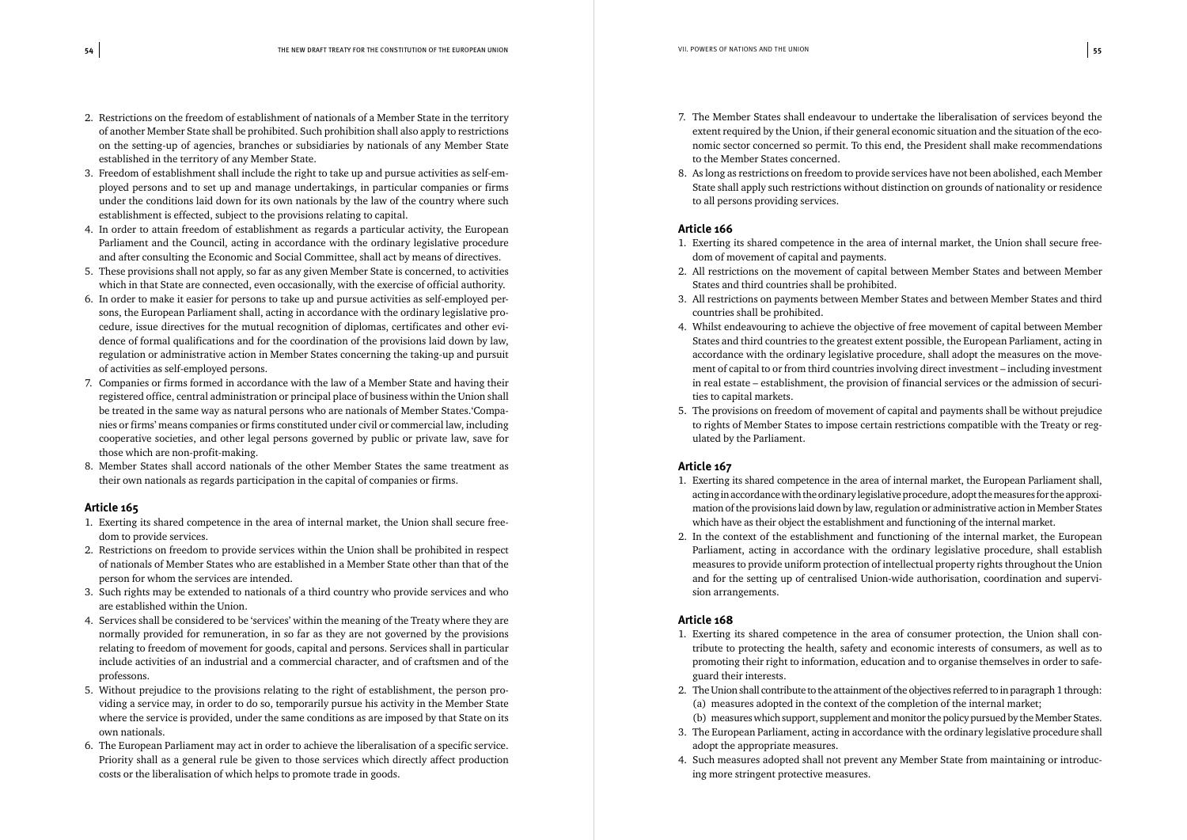2. Restrictions on the freedom of establishment of nationals of a Member State in the territory of another Member State shall be prohibited. Such prohibition shall also apply to restrictions on the setting-up of agencies, branches or subsidiaries by nationals of any Member State established in the territory of any Member State.
3. Freedom of establishment shall include the right to take up and pursue activities as self-employed persons and to set up and manage undertakings, in particular companies or firms under the conditions laid down for its own nationals by the law of the country where such establishment is effected, subject to the provisions relating to capital.
4. In order to attain freedom of establishment as regards a particular activity, the European Parliament and the Council, acting in accordance with the ordinary legislative procedure and after consulting the Economic and Social Committee, shall act by means of directives.
5. These provisions shall not apply, so far as any given Member State is concerned, to activities which in that State are connected, even occasionally, with the exercise of official authority.
6. In order to make it easier for persons to take up and pursue activities as self-employed persons, the European Parliament shall, acting in accordance with the ordinary legislative procedure, issue directives for the mutual recognition of diplomas, certificates and other evidence of formal qualifications and for the coordination of the provisions laid down by law, regulation or administrative action in Member States concerning the taking-up and pursuit of activities as self-employed persons.
7. Companies or firms formed in accordance with the law of a Member State and having their registered office, central administration or principal place of business within the Union shall be treated in the same way as natural persons who are nationals of Member States.'Companies or firms' means companies or firms constituted under civil or commercial law, including cooperative societies, and other legal persons governed by public or private law, save for those which are non-profit-making.
8. Member States shall accord nationals of the other Member States the same treatment as their own nationals as regards participation in the capital of companies or firms.

### Article 165

1. Exerting its shared competence in the area of internal market, the Union shall secure freedom to provide services.
2. Restrictions on freedom to provide services within the Union shall be prohibited in respect of nationals of Member States who are established in a Member State other than that of the person for whom the services are intended.
3. Such rights may be extended to nationals of a third country who provide services and who are established within the Union.
4. Services shall be considered to be 'services' within the meaning of the Treaty where they are normally provided for remuneration, in so far as they are not governed by the provisions relating to freedom of movement for goods, capital and persons. Services shall in particular include activities of an industrial and a commercial character, and of craftsmen and of the professons.
5. Without prejudice to the provisions relating to the right of establishment, the person providing a service may, in order to do so, temporarily pursue his activity in the Member State where the service is provided, under the same conditions as are imposed by that State on its own nationals.
6. The European Parliament may act in order to achieve the liberalisation of a specific service. Priority shall as a general rule be given to those services which directly affect production costs or the liberalisation of which helps to promote trade in goods.
7. The Member States shall endeavour to undertake the liberalisation of services beyond the extent required by the Union, if their general economic situation and the situation of the economic sector concerned so permit. To this end, the President shall make recommendations to the Member States concerned.
8. As long as restrictions on freedom to provide services have not been abolished, each Member State shall apply such restrictions without distinction on grounds of nationality or residence to all persons providing services.

### Article 166

1. Exerting its shared competence in the area of internal market, the Union shall secure freedom of movement of capital and payments.
2. All restrictions on the movement of capital between Member States and between Member States and third countries shall be prohibited.
3. All restrictions on payments between Member States and between Member States and third countries shall be prohibited.
4. Whilst endeavouring to achieve the objective of free movement of capital between Member States and third countries to the greatest extent possible, the European Parliament, acting in accordance with the ordinary legislative procedure, shall adopt the measures on the movement of capital to or from third countries involving direct investment – including investment in real estate – establishment, the provision of financial services or the admission of securities to capital markets.
5. The provisions on freedom of movement of capital and payments shall be without prejudice to rights of Member States to impose certain restrictions compatible with the Treaty or regulated by the Parliament.

### Article 167

1. Exerting its shared competence in the area of internal market, the European Parliament shall, acting in accordance with the ordinary legislative procedure, adopt the measures for the approximation of the provisions laid down by law, regulation or administrative action in Member States which have as their object the establishment and functioning of the internal market.
2. In the context of the establishment and functioning of the internal market, the European Parliament, acting in accordance with the ordinary legislative procedure, shall establish measures to provide uniform protection of intellectual property rights throughout the Union and for the setting up of centralised Union-wide authorisation, coordination and supervision arrangements.

### Article 168

1. Exerting its shared competence in the area of consumer protection, the Union shall contribute to protecting the health, safety and economic interests of consumers, as well as to promoting their right to information, education and to organise themselves in order to safeguard their interests.
2. The Union shall contribute to the attainment of the objectives referred to in paragraph 1 through:
   (a) measures adopted in the context of the completion of the internal market;
   (b) measures which support, supplement and monitor the policy pursued by the Member States.
3. The European Parliament, acting in accordance with the ordinary legislative procedure shall adopt the appropriate measures.
4. Such measures adopted shall not prevent any Member State from maintaining or introducing more stringent protective measures.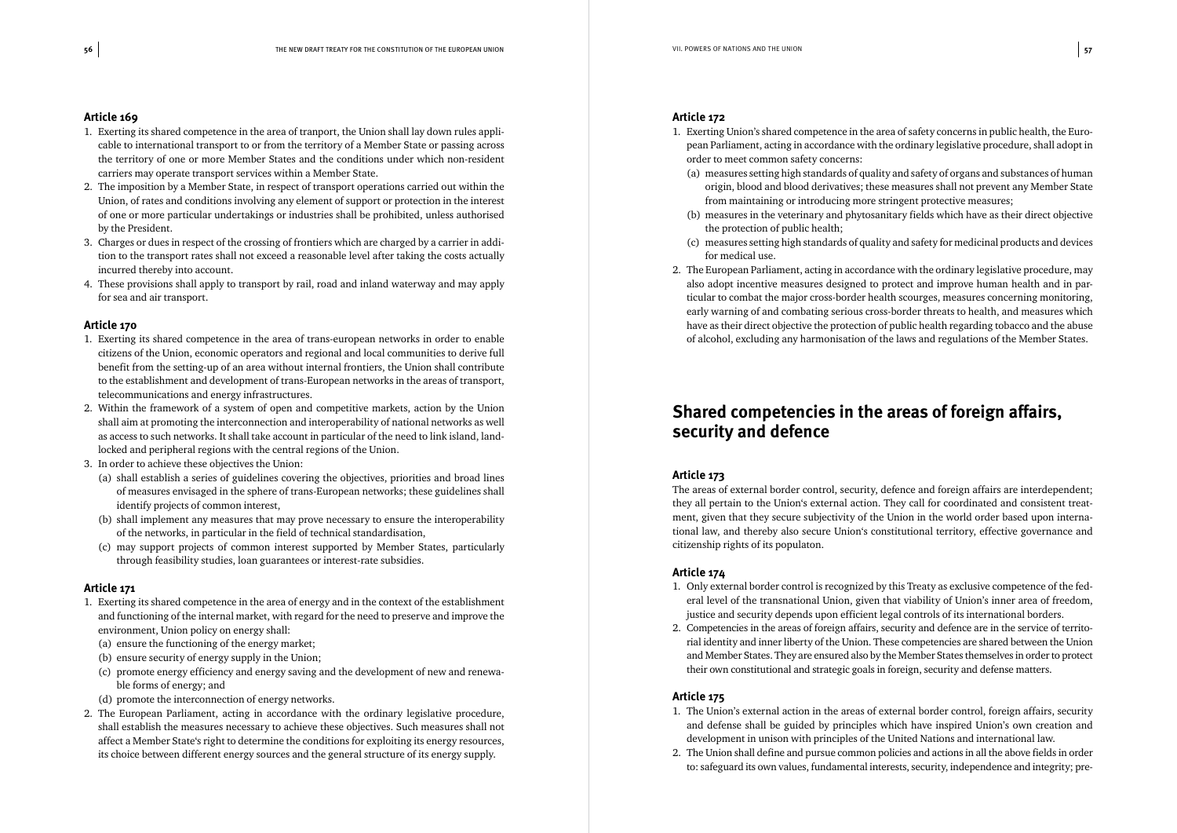**Article 169**

1. Exerting its shared competence in the area of tranport, the Union shall lay down rules applicable to international transport to or from the territory of a Member State or passing across the territory of one or more Member States and the conditions under which non-resident carriers may operate transport services within a Member State.
2. The imposition by a Member State, in respect of transport operations carried out within the Union, of rates and conditions involving any element of support or protection in the interest of one or more particular undertakings or industries shall be prohibited, unless authorised by the President.
3. Charges or dues in respect of the crossing of frontiers which are charged by a carrier in addition to the transport rates shall not exceed a reasonable level after taking the costs actually incurred thereby into account.
4. These provisions shall apply to transport by rail, road and inland waterway and may apply for sea and air transport.

**Article 170**

1. Exerting its shared competence in the area of trans-european networks in order to enable citizens of the Union, economic operators and regional and local communities to derive full benefit from the setting-up of an area without internal frontiers, the Union shall contribute to the establishment and development of trans-European networks in the areas of transport, telecommunications and energy infrastructures.
2. Within the framework of a system of open and competitive markets, action by the Union shall aim at promoting the interconnection and interoperability of national networks as well as access to such networks. It shall take account in particular of the need to link island, landlocked and peripheral regions with the central regions of the Union.
3. In order to achieve these objectives the Union:
   (a) shall establish a series of guidelines covering the objectives, priorities and broad lines of measures envisaged in the sphere of trans-European networks; these guidelines shall identify projects of common interest,
   (b) shall implement any measures that may prove necessary to ensure the interoperability of the networks, in particular in the field of technical standardisation,
   (c) may support projects of common interest supported by Member States, particularly through feasibility studies, loan guarantees or interest-rate subsidies.

**Article 171**

1. Exerting its shared competence in the area of energy and in the context of the establishment and functioning of the internal market, with regard for the need to preserve and improve the environment, Union policy on energy shall:
   (a) ensure the functioning of the energy market;
   (b) ensure security of energy supply in the Union;
   (c) promote energy efficiency and energy saving and the development of new and renewable forms of energy; and
   (d) promote the interconnection of energy networks.
2. The European Parliament, acting in accordance with the ordinary legislative procedure, shall establish the measures necessary to achieve these objectives. Such measures shall not affect a Member State's right to determine the conditions for exploiting its energy resources, its choice between different energy sources and the general structure of its energy supply.

**Article 172**

1. Exerting Union's shared competence in the area of safety concerns in public health, the European Parliament, acting in accordance with the ordinary legislative procedure, shall adopt in order to meet common safety concerns:
   (a) measures setting high standards of quality and safety of organs and substances of human origin, blood and blood derivatives; these measures shall not prevent any Member State from maintaining or introducing more stringent protective measures;
   (b) measures in the veterinary and phytosanitary fields which have as their direct objective the protection of public health;
   (c) measures setting high standards of quality and safety for medicinal products and devices for medical use.
2. The European Parliament, acting in accordance with the ordinary legislative procedure, may also adopt incentive measures designed to protect and improve human health and in particular to combat the major cross-border health scourges, measures concerning monitoring, early warning of and combating serious cross-border threats to health, and measures which have as their direct objective the protection of public health regarding tobacco and the abuse of alcohol, excluding any harmonisation of the laws and regulations of the Member States.

## Shared competencies in the areas of foreign affairs, security and defence

**Article 173**

The areas of external border control, security, defence and foreign affairs are interdependent; they all pertain to the Union's external action. They call for coordinated and consistent treatment, given that they secure subjectivity of the Union in the world order based upon international law, and thereby also secure Union's constitutional territory, effective governance and citizenship rights of its populaton.

**Article 174**

1. Only external border control is recognized by this Treaty as exclusive competence of the federal level of the transnational Union, given that viability of Union's inner area of freedom, justice and security depends upon efficient legal controls of its international borders.
2. Competencies in the areas of foreign affairs, security and defence are in the service of territorial identity and inner liberty of the Union. These competencies are shared between the Union and Member States. They are ensured also by the Member States themselves in order to protect their own constitutional and strategic goals in foreign, security and defense matters.

**Article 175**

1. The Union's external action in the areas of external border control, foreign affairs, security and defense shall be guided by principles which have inspired Union's own creation and development in unison with principles of the United Nations and international law.
2. The Union shall define and pursue common policies and actions in all the above fields in order to: safeguard its own values, fundamental interests, security, independence and integrity; pre-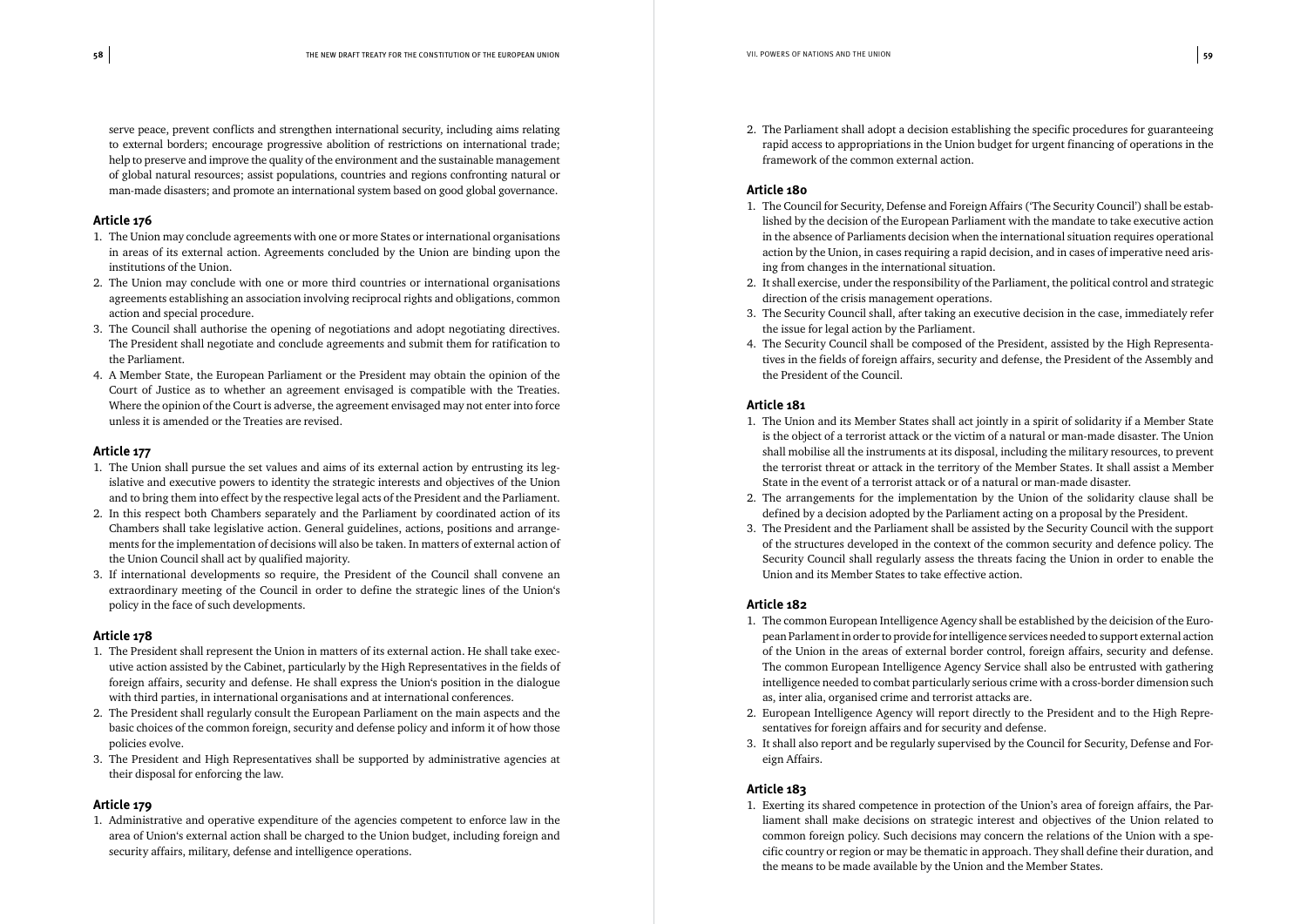serve peace, prevent conflicts and strengthen international security, including aims relating to external borders; encourage progressive abolition of restrictions on international trade; help to preserve and improve the quality of the environment and the sustainable management of global natural resources; assist populations, countries and regions confronting natural or man-made disasters; and promote an international system based on good global governance.

### Article 176

1. The Union may conclude agreements with one or more States or international organisations in areas of its external action. Agreements concluded by the Union are binding upon the institutions of the Union.
2. The Union may conclude with one or more third countries or international organisations agreements establishing an association involving reciprocal rights and obligations, common action and special procedure.
3. The Council shall authorise the opening of negotiations and adopt negotiating directives. The President shall negotiate and conclude agreements and submit them for ratification to the Parliament.
4. A Member State, the European Parliament or the President may obtain the opinion of the Court of Justice as to whether an agreement envisaged is compatible with the Treaties. Where the opinion of the Court is adverse, the agreement envisaged may not enter into force unless it is amended or the Treaties are revised.

### Article 177

1. The Union shall pursue the set values and aims of its external action by entrusting its legislative and executive powers to identity the strategic interests and objectives of the Union and to bring them into effect by the respective legal acts of the President and the Parliament.
2. In this respect both Chambers separately and the Parliament by coordinated action of its Chambers shall take legislative action. General guidelines, actions, positions and arrangements for the implementation of decisions will also be taken. In matters of external action of the Union Council shall act by qualified majority.
3. If international developments so require, the President of the Council shall convene an extraordinary meeting of the Council in order to define the strategic lines of the Union's policy in the face of such developments.

### Article 178

1. The President shall represent the Union in matters of its external action. He shall take executive action assisted by the Cabinet, particularly by the High Representatives in the fields of foreign affairs, security and defense. He shall express the Union's position in the dialogue with third parties, in international organisations and at international conferences.
2. The President shall regularly consult the European Parliament on the main aspects and the basic choices of the common foreign, security and defense policy and inform it of how those policies evolve.
3. The President and High Representatives shall be supported by administrative agencies at their disposal for enforcing the law.

### Article 179

1. Administrative and operative expenditure of the agencies competent to enforce law in the area of Union's external action shall be charged to the Union budget, including foreign and security affairs, military, defense and intelligence operations.
2. The Parliament shall adopt a decision establishing the specific procedures for guaranteeing rapid access to appropriations in the Union budget for urgent financing of operations in the framework of the common external action.

### Article 180

1. The Council for Security, Defense and Foreign Affairs ('The Security Council') shall be established by the decision of the European Parliament with the mandate to take executive action in the absence of Parliaments decision when the international situation requires operational action by the Union, in cases requiring a rapid decision, and in cases of imperative need arising from changes in the international situation.
2. It shall exercise, under the responsibility of the Parliament, the political control and strategic direction of the crisis management operations.
3. The Security Council shall, after taking an executive decision in the case, immediately refer the issue for legal action by the Parliament.
4. The Security Council shall be composed of the President, assisted by the High Representatives in the fields of foreign affairs, security and defense, the President of the Assembly and the President of the Council.

### Article 181

1. The Union and its Member States shall act jointly in a spirit of solidarity if a Member State is the object of a terrorist attack or the victim of a natural or man-made disaster. The Union shall mobilise all the instruments at its disposal, including the military resources, to prevent the terrorist threat or attack in the territory of the Member States. It shall assist a Member State in the event of a terrorist attack or of a natural or man-made disaster.
2. The arrangements for the implementation by the Union of the solidarity clause shall be defined by a decision adopted by the Parliament acting on a proposal by the President.
3. The President and the Parliament shall be assisted by the Security Council with the support of the structures developed in the context of the common security and defence policy. The Security Council shall regularly assess the threats facing the Union in order to enable the Union and its Member States to take effective action.

### Article 182

1. The common European Intelligence Agency shall be established by the deicision of the European Parlament in order to provide for intelligence services needed to support external action of the Union in the areas of external border control, foreign affairs, security and defense. The common European Intelligence Agency Service shall also be entrusted with gathering intelligence needed to combat particularly serious crime with a cross-border dimension such as, inter alia, organised crime and terrorist attacks are.
2. European Intelligence Agency will report directly to the President and to the High Representatives for foreign affairs and for security and defense.
3. It shall also report and be regularly supervised by the Council for Security, Defense and Foreign Affairs.

### Article 183

1. Exerting its shared competence in protection of the Union's area of foreign affairs, the Parliament shall make decisions on strategic interest and objectives of the Union related to common foreign policy. Such decisions may concern the relations of the Union with a specific country or region or may be thematic in approach. They shall define their duration, and the means to be made available by the Union and the Member States.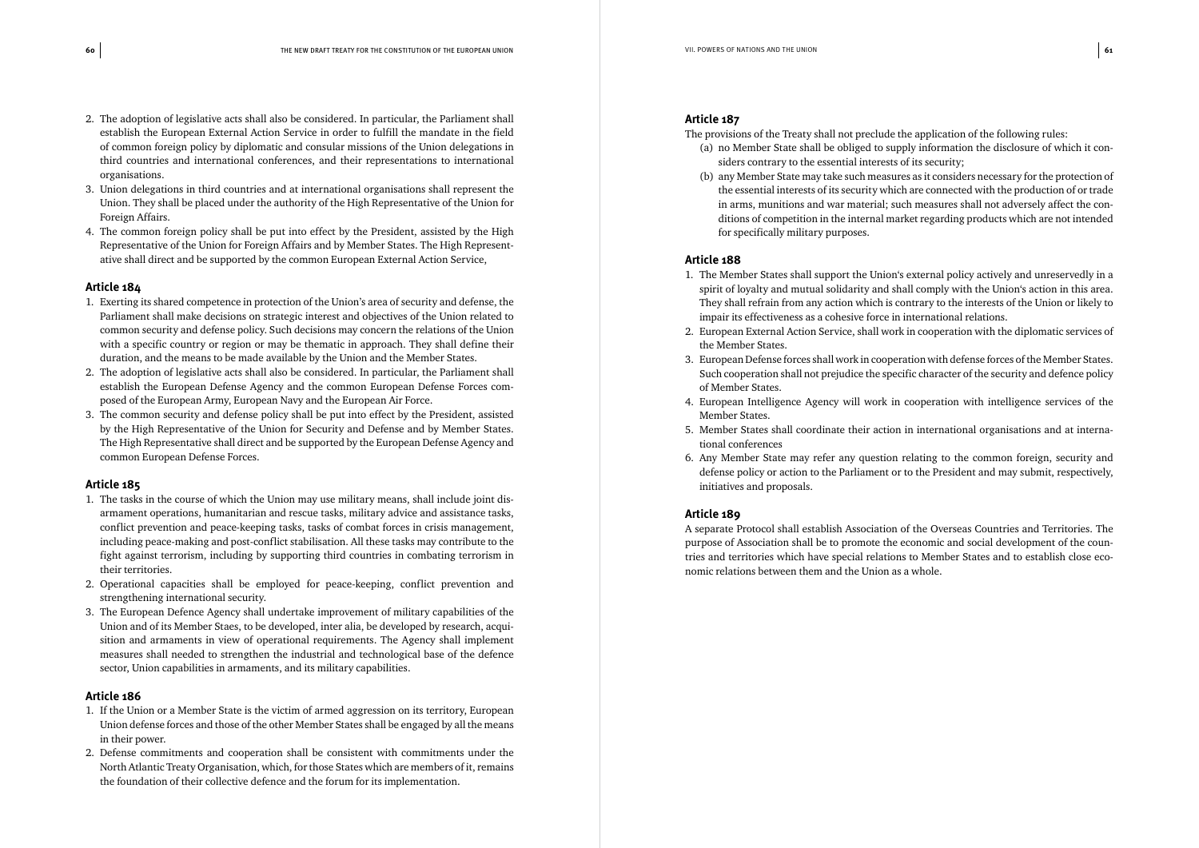2. The adoption of legislative acts shall also be considered. In particular, the Parliament shall establish the European External Action Service in order to fulfill the mandate in the field of common foreign policy by diplomatic and consular missions of the Union delegations in third countries and international conferences, and their representations to international organisations.
3. Union delegations in third countries and at international organisations shall represent the Union. They shall be placed under the authority of the High Representative of the Union for Foreign Affairs.
4. The common foreign policy shall be put into effect by the President, assisted by the High Representative of the Union for Foreign Affairs and by Member States. The High Representative shall direct and be supported by the common European External Action Service,

### Article 184

1. Exerting its shared competence in protection of the Union's area of security and defense, the Parliament shall make decisions on strategic interest and objectives of the Union related to common security and defense policy. Such decisions may concern the relations of the Union with a specific country or region or may be thematic in approach. They shall define their duration, and the means to be made available by the Union and the Member States.
2. The adoption of legislative acts shall also be considered. In particular, the Parliament shall establish the European Defense Agency and the common European Defense Forces composed of the European Army, European Navy and the European Air Force.
3. The common security and defense policy shall be put into effect by the President, assisted by the High Representative of the Union for Security and Defense and by Member States. The High Representative shall direct and be supported by the European Defense Agency and common European Defense Forces.

### Article 185

1. The tasks in the course of which the Union may use military means, shall include joint disarmament operations, humanitarian and rescue tasks, military advice and assistance tasks, conflict prevention and peace-keeping tasks, tasks of combat forces in crisis management, including peace-making and post-conflict stabilisation. All these tasks may contribute to the fight against terrorism, including by supporting third countries in combating terrorism in their territories.
2. Operational capacities shall be employed for peace-keeping, conflict prevention and strengthening international security.
3. The European Defence Agency shall undertake improvement of military capabilities of the Union and of its Member Staes, to be developed, inter alia, be developed by research, acquisition and armaments in view of operational requirements. The Agency shall implement measures shall needed to strengthen the industrial and technological base of the defence sector, Union capabilities in armaments, and its military capabilities.

### Article 186

1. If the Union or a Member State is the victim of armed aggression on its territory, European Union defense forces and those of the other Member States shall be engaged by all the means in their power.
2. Defense commitments and cooperation shall be consistent with commitments under the North Atlantic Treaty Organisation, which, for those States which are members of it, remains the foundation of their collective defence and the forum for its implementation.

### Article 187

The provisions of the Treaty shall not preclude the application of the following rules:

(a) no Member State shall be obliged to supply information the disclosure of which it considers contrary to the essential interests of its security;

(b) any Member State may take such measures as it considers necessary for the protection of the essential interests of its security which are connected with the production of or trade in arms, munitions and war material; such measures shall not adversely affect the conditions of competition in the internal market regarding products which are not intended for specifically military purposes.

### Article 188

1. The Member States shall support the Union's external policy actively and unreservedly in a spirit of loyalty and mutual solidarity and shall comply with the Union's action in this area. They shall refrain from any action which is contrary to the interests of the Union or likely to impair its effectiveness as a cohesive force in international relations.
2. European External Action Service, shall work in cooperation with the diplomatic services of the Member States.
3. European Defense forces shall work in cooperation with defense forces of the Member States. Such cooperation shall not prejudice the specific character of the security and defence policy of Member States.
4. European Intelligence Agency will work in cooperation with intelligence services of the Member States.
5. Member States shall coordinate their action in international organisations and at international conferences
6. Any Member State may refer any question relating to the common foreign, security and defense policy or action to the Parliament or to the President and may submit, respectively, initiatives and proposals.

### Article 189

A separate Protocol shall establish Association of the Overseas Countries and Territories. The purpose of Association shall be to promote the economic and social development of the countries and territories which have special relations to Member States and to establish close economic relations between them and the Union as a whole.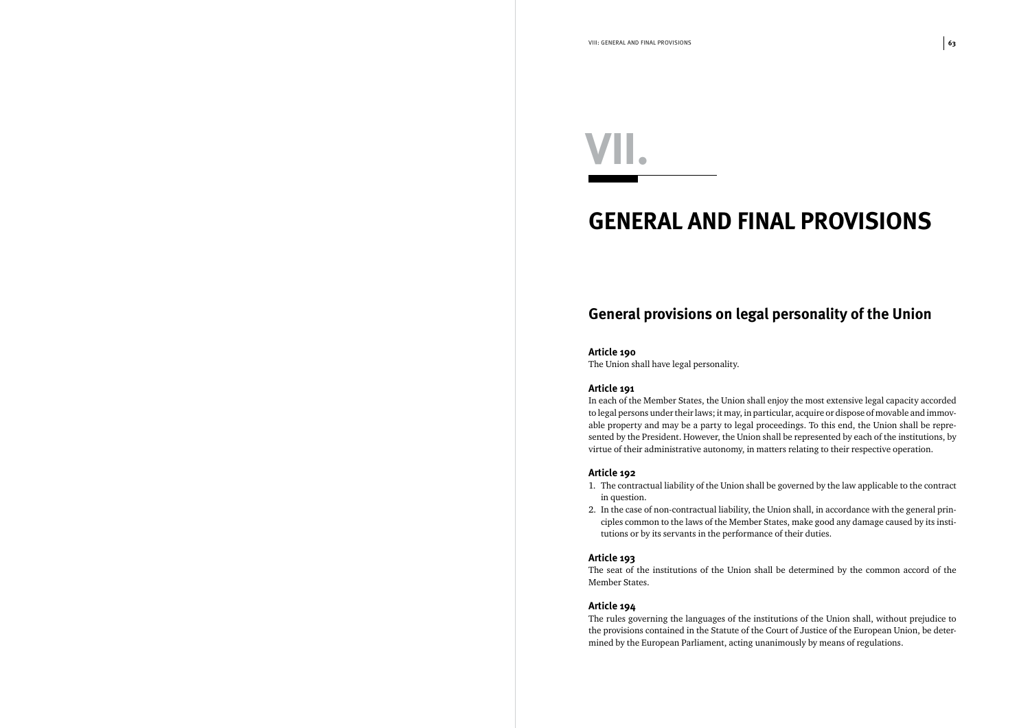# VII.

# GENERAL AND FINAL PROVISIONS

## General provisions on legal personality of the Union

**Article 190**
The Union shall have legal personality.

**Article 191**
In each of the Member States, the Union shall enjoy the most extensive legal capacity accorded to legal persons under their laws; it may, in particular, acquire or dispose of movable and immovable property and may be a party to legal proceedings. To this end, the Union shall be represented by the President. However, the Union shall be represented by each of the institutions, by virtue of their administrative autonomy, in matters relating to their respective operation.

**Article 192**
1. The contractual liability of the Union shall be governed by the law applicable to the contract in question.
2. In the case of non-contractual liability, the Union shall, in accordance with the general principles common to the laws of the Member States, make good any damage caused by its institutions or by its servants in the performance of their duties.

**Article 193**
The seat of the institutions of the Union shall be determined by the common accord of the Member States.

**Article 194**
The rules governing the languages of the institutions of the Union shall, without prejudice to the provisions contained in the Statute of the Court of Justice of the European Union, be determined by the European Parliament, acting unanimously by means of regulations.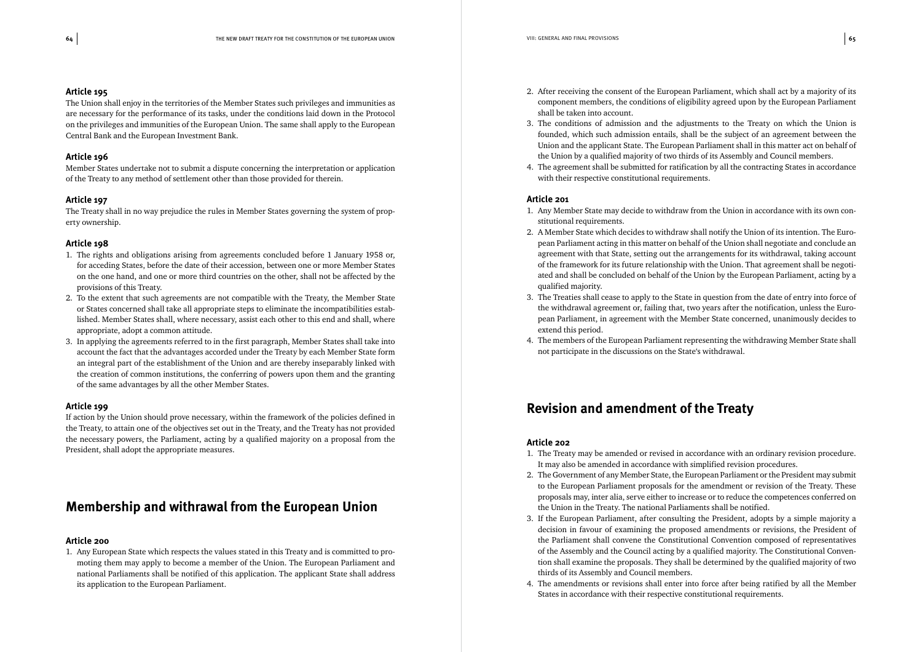### Article 195

The Union shall enjoy in the territories of the Member States such privileges and immunities as are necessary for the performance of its tasks, under the conditions laid down in the Protocol on the privileges and immunities of the European Union. The same shall apply to the European Central Bank and the European Investment Bank.

### Article 196

Member States undertake not to submit a dispute concerning the interpretation or application of the Treaty to any method of settlement other than those provided for therein.

### Article 197

The Treaty shall in no way prejudice the rules in Member States governing the system of property ownership.

### Article 198

1. The rights and obligations arising from agreements concluded before 1 January 1958 or, for acceding States, before the date of their accession, between one or more Member States on the one hand, and one or more third countries on the other, shall not be affected by the provisions of this Treaty.
2. To the extent that such agreements are not compatible with the Treaty, the Member State or States concerned shall take all appropriate steps to eliminate the incompatibilities established. Member States shall, where necessary, assist each other to this end and shall, where appropriate, adopt a common attitude.
3. In applying the agreements referred to in the first paragraph, Member States shall take into account the fact that the advantages accorded under the Treaty by each Member State form an integral part of the establishment of the Union and are thereby inseparably linked with the creation of common institutions, the conferring of powers upon them and the granting of the same advantages by all the other Member States.

### Article 199

If action by the Union should prove necessary, within the framework of the policies defined in the Treaty, to attain one of the objectives set out in the Treaty, and the Treaty has not provided the necessary powers, the Parliament, acting by a qualified majority on a proposal from the President, shall adopt the appropriate measures.

## Membership and withrawal from the European Union

### Article 200

1. Any European State which respects the values stated in this Treaty and is committed to promoting them may apply to become a member of the Union. The European Parliament and national Parliaments shall be notified of this application. The applicant State shall address its application to the European Parliament.
2. After receiving the consent of the European Parliament, which shall act by a majority of its component members, the conditions of eligibility agreed upon by the European Parliament shall be taken into account.
3. The conditions of admission and the adjustments to the Treaty on which the Union is founded, which such admission entails, shall be the subject of an agreement between the Union and the applicant State. The European Parliament shall in this matter act on behalf of the Union by a qualified majority of two thirds of its Assembly and Council members.
4. The agreement shall be submitted for ratification by all the contracting States in accordance with their respective constitutional requirements.

### Article 201

1. Any Member State may decide to withdraw from the Union in accordance with its own constitutional requirements.
2. A Member State which decides to withdraw shall notify the Union of its intention. The European Parliament acting in this matter on behalf of the Union shall negotiate and conclude an agreement with that State, setting out the arrangements for its withdrawal, taking account of the framework for its future relationship with the Union. That agreement shall be negotiated and shall be concluded on behalf of the Union by the European Parliament, acting by a qualified majority.
3. The Treaties shall cease to apply to the State in question from the date of entry into force of the withdrawal agreement or, failing that, two years after the notification, unless the European Parliament, in agreement with the Member State concerned, unanimously decides to extend this period.
4. The members of the European Parliament representing the withdrawing Member State shall not participate in the discussions on the State's withdrawal.

## Revision and amendment of the Treaty

### Article 202

1. The Treaty may be amended or revised in accordance with an ordinary revision procedure. It may also be amended in accordance with simplified revision procedures.
2. The Government of any Member State, the European Parliament or the President may submit to the European Parliament proposals for the amendment or revision of the Treaty. These proposals may, inter alia, serve either to increase or to reduce the competences conferred on the Union in the Treaty. The national Parliaments shall be notified.
3. If the European Parliament, after consulting the President, adopts by a simple majority a decision in favour of examining the proposed amendments or revisions, the President of the Parliament shall convene the Constitutional Convention composed of representatives of the Assembly and the Council acting by a qualified majority. The Constitutional Convention shall examine the proposals. They shall be determined by the qualified majority of two thirds of its Assembly and Council members.
4. The amendments or revisions shall enter into force after being ratified by all the Member States in accordance with their respective constitutional requirements.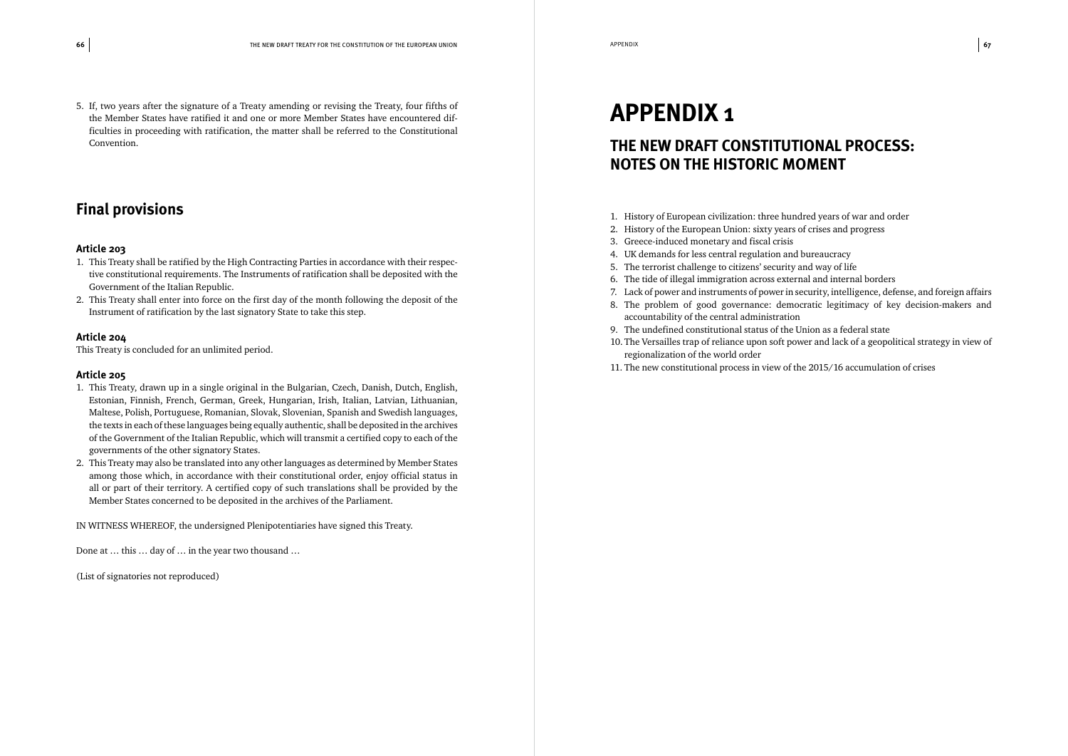5. If, two years after the signature of a Treaty amending or revising the Treaty, four fifths of the Member States have ratified it and one or more Member States have encountered difficulties in proceeding with ratification, the matter shall be referred to the Constitutional Convention.

## Final provisions

### Article 203

1. This Treaty shall be ratified by the High Contracting Parties in accordance with their respective constitutional requirements. The Instruments of ratification shall be deposited with the Government of the Italian Republic.
2. This Treaty shall enter into force on the first day of the month following the deposit of the Instrument of ratification by the last signatory State to take this step.

### Article 204

This Treaty is concluded for an unlimited period.

### Article 205

1. This Treaty, drawn up in a single original in the Bulgarian, Czech, Danish, Dutch, English, Estonian, Finnish, French, German, Greek, Hungarian, Irish, Italian, Latvian, Lithuanian, Maltese, Polish, Portuguese, Romanian, Slovak, Slovenian, Spanish and Swedish languages, the texts in each of these languages being equally authentic, shall be deposited in the archives of the Government of the Italian Republic, which will transmit a certified copy to each of the governments of the other signatory States.
2. This Treaty may also be translated into any other languages as determined by Member States among those which, in accordance with their constitutional order, enjoy official status in all or part of their territory. A certified copy of such translations shall be provided by the Member States concerned to be deposited in the archives of the Parliament.

IN WITNESS WHEREOF, the undersigned Plenipotentiaries have signed this Treaty.

Done at … this … day of … in the year two thousand …

(List of signatories not reproduced)

# APPENDIX 1

## THE NEW DRAFT CONSTITUTIONAL PROCESS: NOTES ON THE HISTORIC MOMENT

1. History of European civilization: three hundred years of war and order
2. History of the European Union: sixty years of crises and progress
3. Greece-induced monetary and fiscal crisis
4. UK demands for less central regulation and bureaucracy
5. The terrorist challenge to citizens' security and way of life
6. The tide of illegal immigration across external and internal borders
7. Lack of power and instruments of power in security, intelligence, defense, and foreign affairs
8. The problem of good governance: democratic legitimacy of key decision-makers and accountability of the central administration
9. The undefined constitutional status of the Union as a federal state
10. The Versailles trap of reliance upon soft power and lack of a geopolitical strategy in view of regionalization of the world order
11. The new constitutional process in view of the 2015/16 accumulation of crises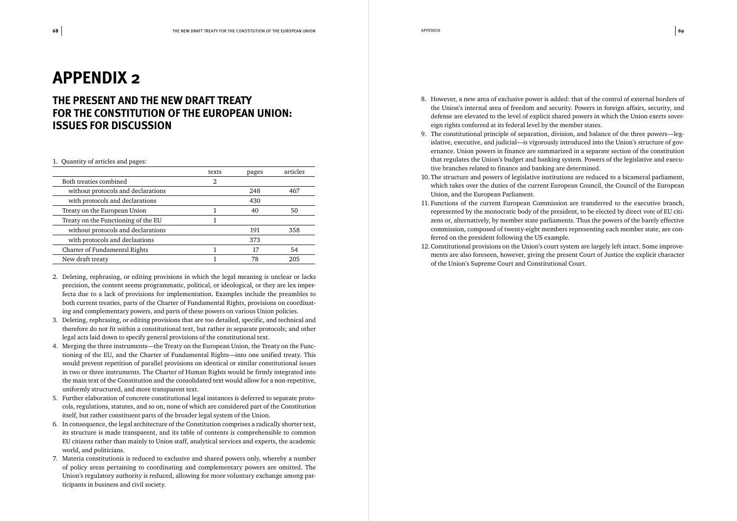# APPENDIX 2

## THE PRESENT AND THE NEW DRAFT TREATY FOR THE CONSTITUTION OF THE EUROPEAN UNION: ISSUES FOR DISCUSSION

1. Quantity of articles and pages:

| | texts | pages | articles |
|---|---|---|---|
| Both treaties combined | 2 | | |
| without protocols and declarations | | 248 | 467 |
| with protocols and declarations | | 430 | |
| Treaty on the European Union | 1 | 40 | 50 |
| Treaty on the Functioning of the EU | 1 | | |
| without protocols and declarations | | 191 | 358 |
| with protocols and declaations | | 373 | |
| Charter of Fundamentsl Rights | 1 | 17 | 54 |
| New draft treaty | 1 | 78 | 205 |

2. Deleting, rephrasing, or editing provisions in which the legal meaning is unclear or lacks precision, the content seems programmatic, political, or ideological, or they are lex imperfecta due to a lack of provisions for implementation. Examples include the preambles to both current treaties, parts of the Charter of Fundamental Rights, provisions on coordinating and complementary powers, and parts of these powers on various Union policies.
3. Deleting, rephrasing, or editing provisions that are too detailed, specific, and technical and therefore do not fit within a constitutional text, but rather in separate protocols; and other legal acts laid down to specify general provisions of the constitutional text.
4. Merging the three instruments—the Treaty on the European Union, the Treaty on the Functioning of the EU, and the Charter of Fundamental Rights—into one unified treaty. This would prevent repetition of parallel provisions on identical or similar constitutional issues in two or three instruments. The Charter of Human Rights would be firmly integrated into the main text of the Constitution and the consolidated text would allow for a non-repetitive, uniformly structured, and more transparent text.
5. Further elaboration of concrete constitutional legal instances is deferred to separate protocols, regulations, statutes, and so on, none of which are considered part of the Constitution itself, but rather constituent parts of the broader legal system of the Union.
6. In consequence, the legal architecture of the Constitution comprises a radically shorter text, its structure is made transparent, and its table of contents is comprehensible to common EU citizens rather than mainly to Union staff, analytical services and experts, the academic world, and politicians.
7. Materia constitutionis is reduced to exclusive and shared powers only, whereby a number of policy areas pertaining to coordinating and complementary powers are omitted. The Union's regulatory authority is reduced, allowing for more voluntary exchange among participants in business and civil society.
8. However, a new area of exclusive power is added: that of the control of external borders of the Union's internal area of freedom and security. Powers in foreign affairs, security, and defense are elevated to the level of explicit shared powers in which the Union exerts sovereign rights conferred at its federal level by the member states.
9. The constitutional principle of separation, division, and balance of the three powers—legislative, executive, and judicial—is vigorously introduced into the Union's structure of governance. Union powers in finance are summarized in a separate section of the constitution that regulates the Union's budget and banking system. Powers of the legislative and executive branches related to finance and banking are determined.
10. The structure and powers of legislative institutions are reduced to a bicameral parliament, which takes over the duties of the current European Council, the Council of the European Union, and the European Parliament.
11. Functions of the current European Commission are transferred to the executive branch, represented by the monocratic body of the president, to be elected by direct vote of EU citizens or, alternatively, by member state parliaments. Thus the powers of the barely effective commission, composed of twenty-eight members representing each member state, are conferred on the president following the US example.
12. Constitutional provisions on the Union's court system are largely left intact. Some improvements are also foreseen, however, giving the present Court of Justice the explicit character of the Union's Supreme Court and Constitutional Court.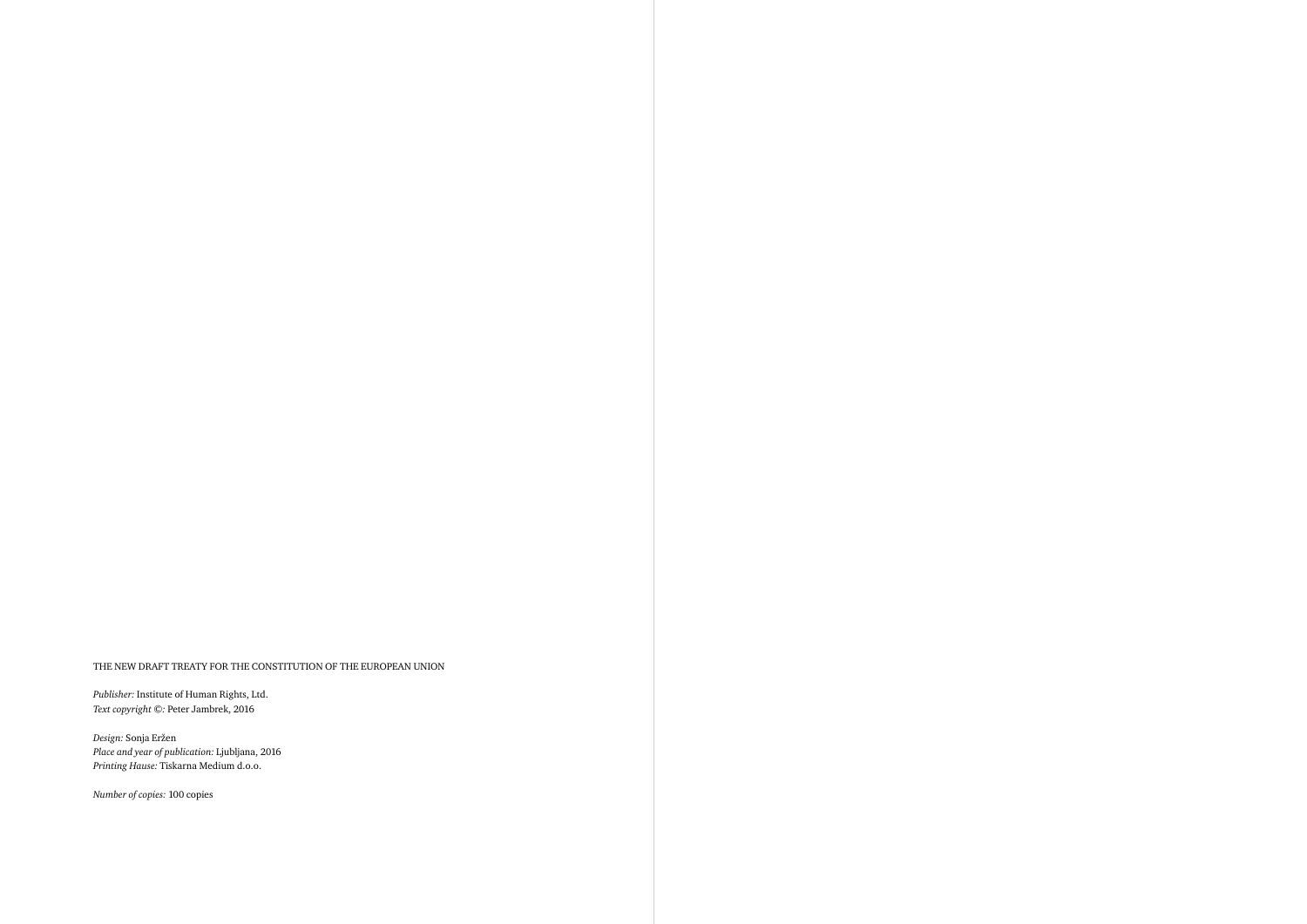THE NEW DRAFT TREATY FOR THE CONSTITUTION OF THE EUROPEAN UNION

*Publisher:* Institute of Human Rights, Ltd.
*Text copyright ©:* Peter Jambrek, 2016

*Design:* Sonja Eržen
*Place and year of publication:* Ljubljana, 2016
*Printing Hause:* Tiskarna Medium d.o.o.

*Number of copies:* 100 copies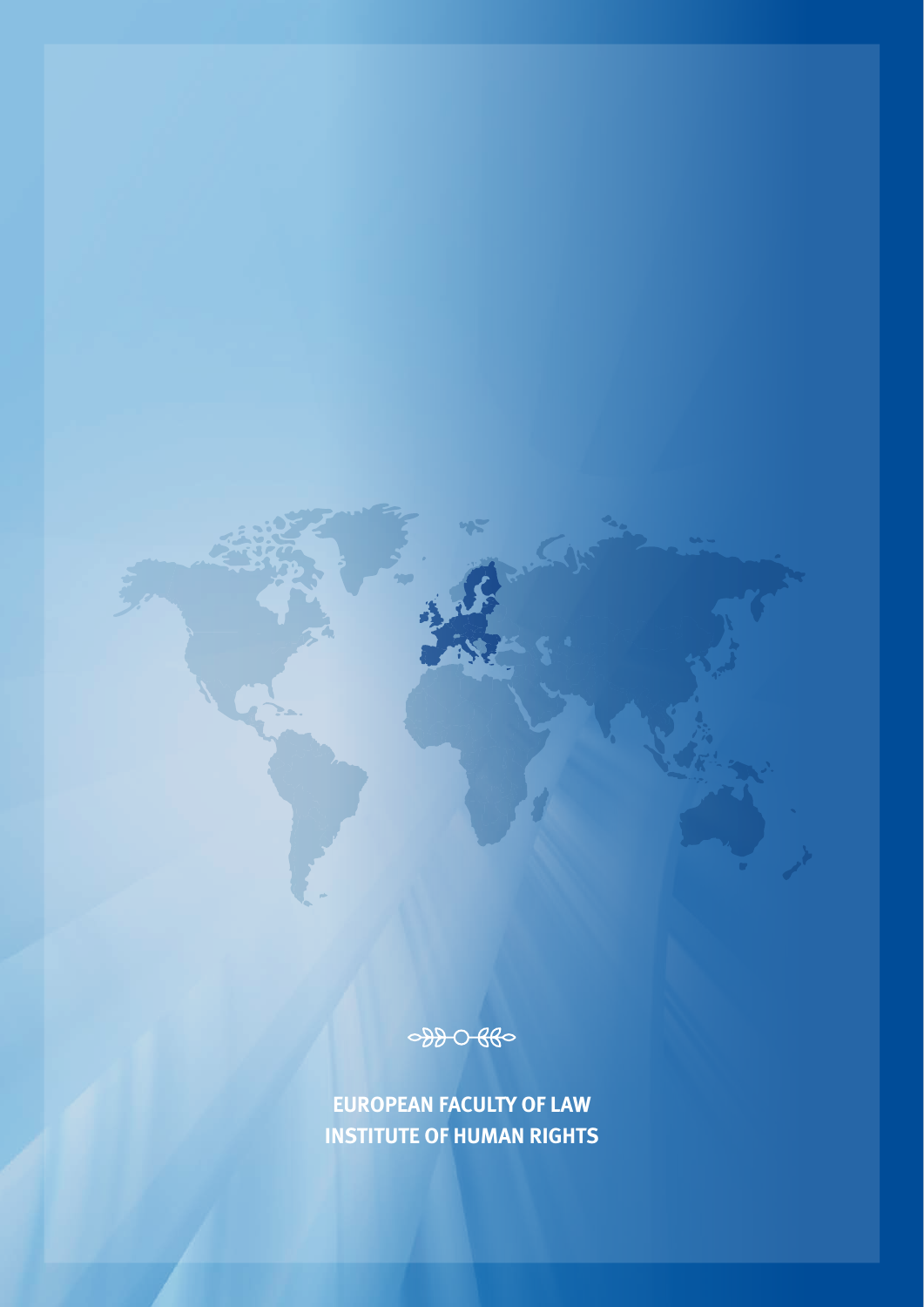**EUROPEAN FACULTY OF LAW**
**INSTITUTE OF HUMAN RIGHTS**